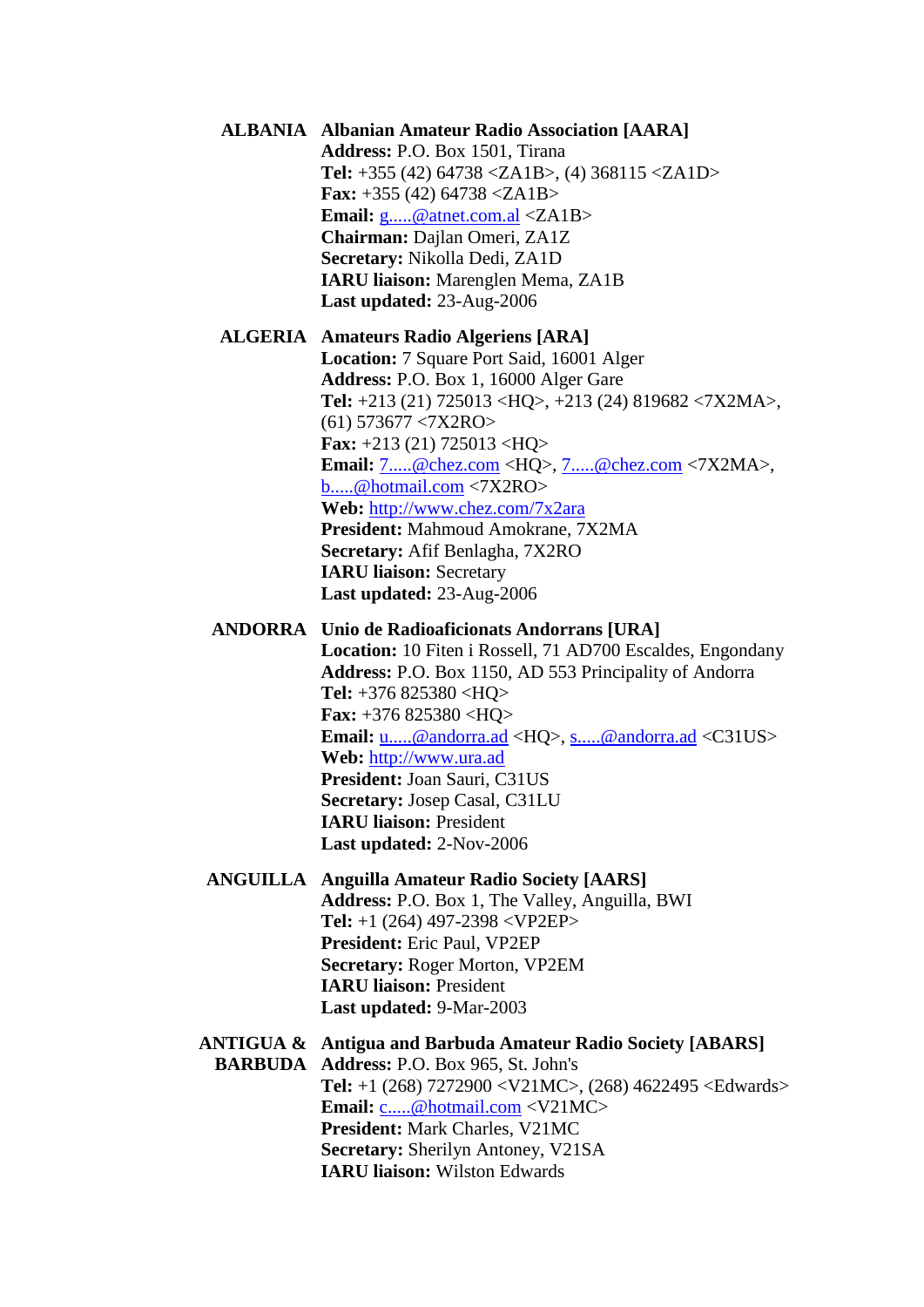**ALBANIA** **Albanian Amateur Radio Association [AARA]**
**Address:** P.O. Box 1501, Tirana
**Tel:** +355 (42) 64738 <ZA1B>, (4) 368115 <ZA1D>
**Fax:** +355 (42) 64738 <ZA1B>
**Email:** g.....@atnet.com.al <ZA1B>
**Chairman:** Dajlan Omeri, ZA1Z
**Secretary:** Nikolla Dedi, ZA1D
**IARU liaison:** Marenglen Mema, ZA1B
**Last updated:** 23-Aug-2006

**ALGERIA** **Amateurs Radio Algeriens [ARA]**
**Location:** 7 Square Port Said, 16001 Alger
**Address:** P.O. Box 1, 16000 Alger Gare
**Tel:** +213 (21) 725013 <HQ>, +213 (24) 819682 <7X2MA>, (61) 573677 <7X2RO>
**Fax:** +213 (21) 725013 <HQ>
**Email:** 7.....@chez.com <HQ>, 7.....@chez.com <7X2MA>, b.....@hotmail.com <7X2RO>
**Web:** http://www.chez.com/7x2ara
**President:** Mahmoud Amokrane, 7X2MA
**Secretary:** Afif Benlagha, 7X2RO
**IARU liaison:** Secretary
**Last updated:** 23-Aug-2006

**ANDORRA** **Unio de Radioaficionats Andorrans [URA]**
**Location:** 10 Fiten i Rossell, 71 AD700 Escaldes, Engondany
**Address:** P.O. Box 1150, AD 553 Principality of Andorra
**Tel:** +376 825380 <HQ>
**Fax:** +376 825380 <HQ>
**Email:** u.....@andorra.ad <HQ>, s.....@andorra.ad <C31US>
**Web:** http://www.ura.ad
**President:** Joan Sauri, C31US
**Secretary:** Josep Casal, C31LU
**IARU liaison:** President
**Last updated:** 2-Nov-2006

**ANGUILLA** **Anguilla Amateur Radio Society [AARS]**
**Address:** P.O. Box 1, The Valley, Anguilla, BWI
**Tel:** +1 (264) 497-2398 <VP2EP>
**President:** Eric Paul, VP2EP
**Secretary:** Roger Morton, VP2EM
**IARU liaison:** President
**Last updated:** 9-Mar-2003

**ANTIGUA & BARBUDA** **Antigua and Barbuda Amateur Radio Society [ABARS]**
**Address:** P.O. Box 965, St. John's
**Tel:** +1 (268) 7272900 <V21MC>, (268) 4622495 <Edwards>
**Email:** c.....@hotmail.com <V21MC>
**President:** Mark Charles, V21MC
**Secretary:** Sherilyn Antoney, V21SA
**IARU liaison:** Wilston Edwards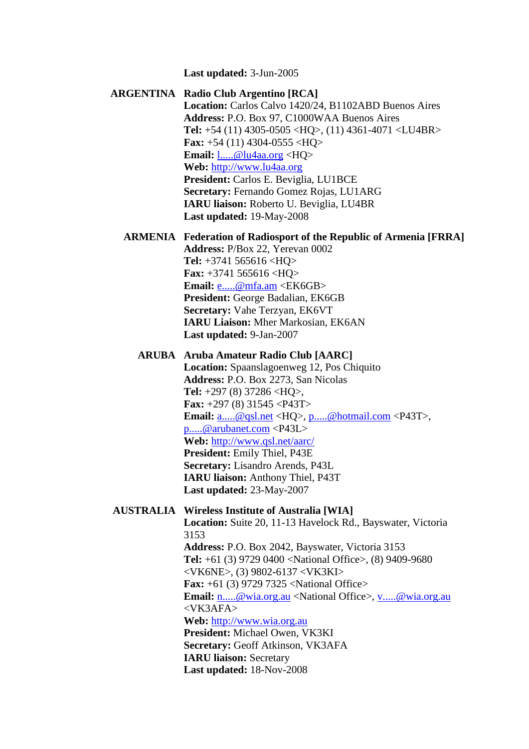**Last updated:** 3-Jun-2005

## ARGENTINA

**Radio Club Argentino [RCA]**
**Location:** Carlos Calvo 1420/24, B1102ABD Buenos Aires
**Address:** P.O. Box 97, C1000WAA Buenos Aires
**Tel:** +54 (11) 4305-0505 <HQ>, (11) 4361-4071 <LU4BR>
**Fax:** +54 (11) 4304-0555 <HQ>
**Email:** l.....@lu4aa.org <HQ>
**Web:** http://www.lu4aa.org
**President:** Carlos E. Beviglia, LU1BCE
**Secretary:** Fernando Gomez Rojas, LU1ARG
**IARU liaison:** Roberto U. Beviglia, LU4BR
**Last updated:** 19-May-2008

## ARMENIA

**Federation of Radiosport of the Republic of Armenia [FRRA]**
**Address:** P/Box 22, Yerevan 0002
**Tel:** +3741 565616 <HQ>
**Fax:** +3741 565616 <HQ>
**Email:** e.....@mfa.am <EK6GB>
**President:** George Badalian, EK6GB
**Secretary:** Vahe Terzyan, EK6VT
**IARU Liaison:** Mher Markosian, EK6AN
**Last updated:** 9-Jan-2007

## ARUBA

**Aruba Amateur Radio Club [AARC]**
**Location:** Spaanslagoenweg 12, Pos Chiquito
**Address:** P.O. Box 2273, San Nicolas
**Tel:** +297 (8) 37286 <HQ>,
**Fax:** +297 (8) 31545 <P43T>
**Email:** a.....@qsl.net <HQ>, p.....@hotmail.com <P43T>, p.....@arubanet.com <P43L>
**Web:** http://www.qsl.net/aarc/
**President:** Emily Thiel, P43E
**Secretary:** Lisandro Arends, P43L
**IARU liaison:** Anthony Thiel, P43T
**Last updated:** 23-May-2007

## AUSTRALIA

**Wireless Institute of Australia [WIA]**
**Location:** Suite 20, 11-13 Havelock Rd., Bayswater, Victoria 3153
**Address:** P.O. Box 2042, Bayswater, Victoria 3153
**Tel:** +61 (3) 9729 0400 <National Office>, (8) 9409-9680 <VK6NE>, (3) 9802-6137 <VK3KI>
**Fax:** +61 (3) 9729 7325 <National Office>
**Email:** n.....@wia.org.au <National Office>, v.....@wia.org.au <VK3AFA>
**Web:** http://www.wia.org.au
**President:** Michael Owen, VK3KI
**Secretary:** Geoff Atkinson, VK3AFA
**IARU liaison:** Secretary
**Last updated:** 18-Nov-2008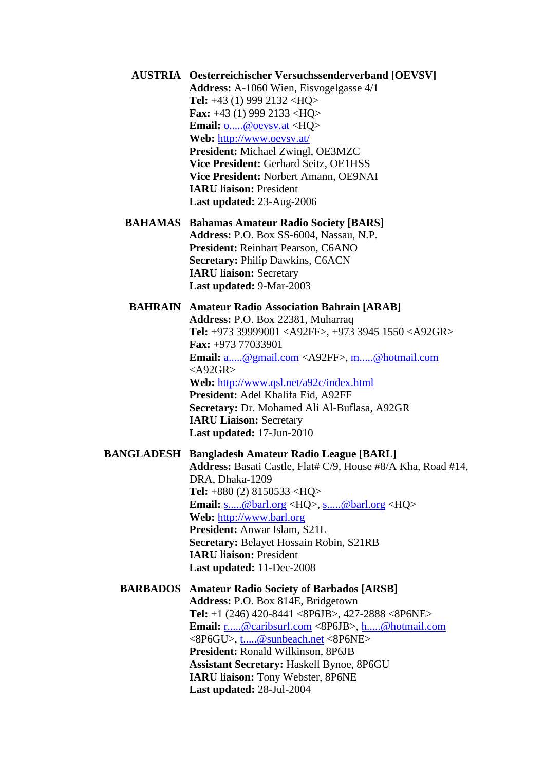**AUSTRIA** **Oesterreichischer Versuchssenderverband [OEVSV]**
**Address:** A-1060 Wien, Eisvogelgasse 4/1
**Tel:** +43 (1) 999 2132 <HQ>
**Fax:** +43 (1) 999 2133 <HQ>
**Email:** o.....@oevsv.at <HQ>
**Web:** http://www.oevsv.at/
**President:** Michael Zwingl, OE3MZC
**Vice President:** Gerhard Seitz, OE1HSS
**Vice President:** Norbert Amann, OE9NAI
**IARU liaison:** President
**Last updated:** 23-Aug-2006

**BAHAMAS** **Bahamas Amateur Radio Society [BARS]**
**Address:** P.O. Box SS-6004, Nassau, N.P.
**President:** Reinhart Pearson, C6ANO
**Secretary:** Philip Dawkins, C6ACN
**IARU liaison:** Secretary
**Last updated:** 9-Mar-2003

**BAHRAIN** **Amateur Radio Association Bahrain [ARAB]**
**Address:** P.O. Box 22381, Muharraq
**Tel:** +973 39999001 <A92FF>, +973 3945 1550 <A92GR>
**Fax:** +973 77033901
**Email:** a.....@gmail.com <A92FF>, m.....@hotmail.com <A92GR>
**Web:** http://www.qsl.net/a92c/index.html
**President:** Adel Khalifa Eid, A92FF
**Secretary:** Dr. Mohamed Ali Al-Buflasa, A92GR
**IARU Liaison:** Secretary
**Last updated:** 17-Jun-2010

**BANGLADESH** **Bangladesh Amateur Radio League [BARL]**
**Address:** Basati Castle, Flat# C/9, House #8/A Kha, Road #14, DRA, Dhaka-1209
**Tel:** +880 (2) 8150533 <HQ>
**Email:** s.....@barl.org <HQ>, s.....@barl.org <HQ>
**Web:** http://www.barl.org
**President:** Anwar Islam, S21L
**Secretary:** Belayet Hossain Robin, S21RB
**IARU liaison:** President
**Last updated:** 11-Dec-2008

**BARBADOS** **Amateur Radio Society of Barbados [ARSB]**
**Address:** P.O. Box 814E, Bridgetown
**Tel:** +1 (246) 420-8441 <8P6JB>, 427-2888 <8P6NE>
**Email:** r.....@caribsurf.com <8P6JB>, h.....@hotmail.com <8P6GU>, t.....@sunbeach.net <8P6NE>
**President:** Ronald Wilkinson, 8P6JB
**Assistant Secretary:** Haskell Bynoe, 8P6GU
**IARU liaison:** Tony Webster, 8P6NE
**Last updated:** 28-Jul-2004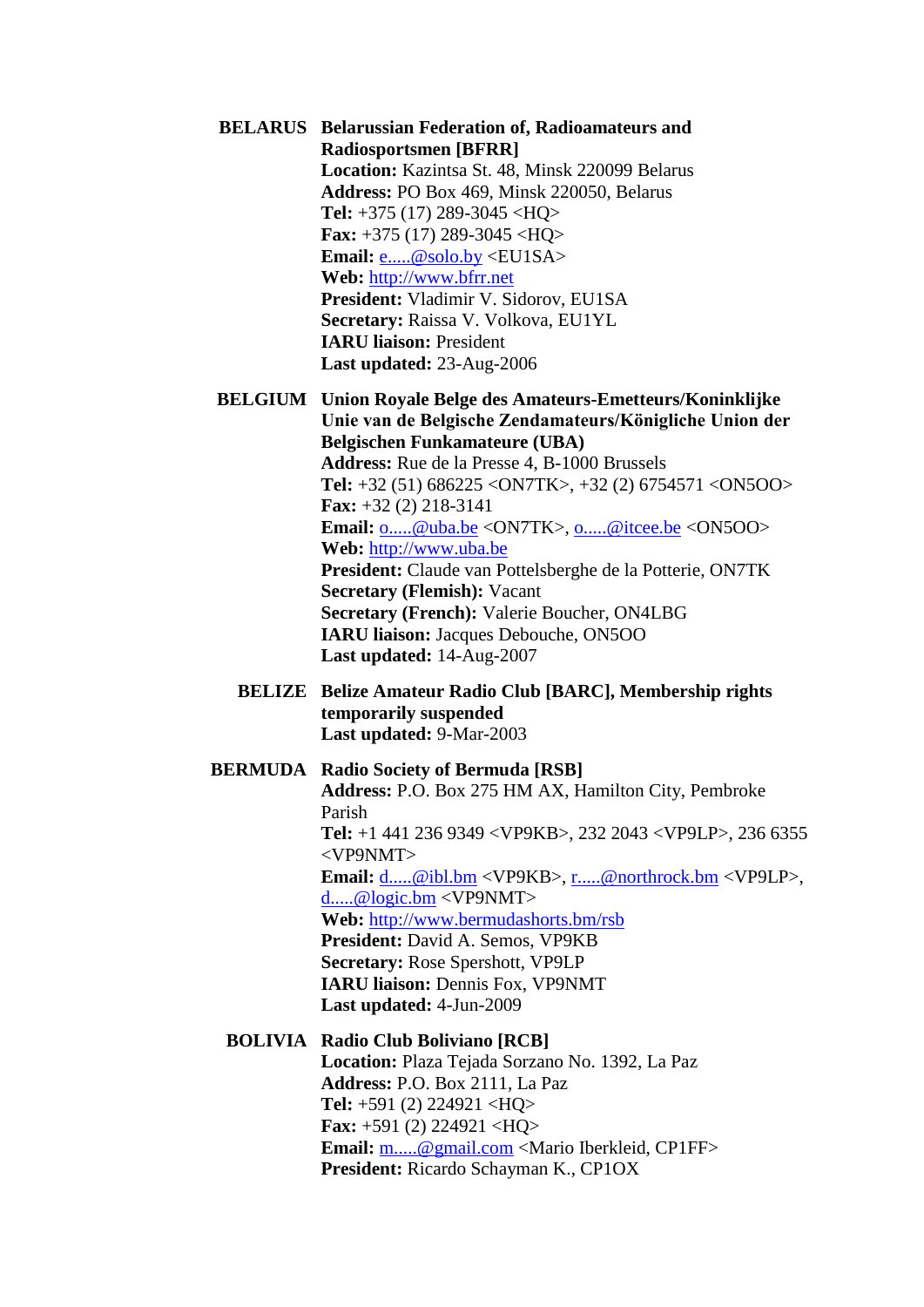**BELARUS** **Belarussian Federation of, Radioamateurs and Radiosportsmen [BFRR]**
**Location:** Kazintsa St. 48, Minsk 220099 Belarus
**Address:** PO Box 469, Minsk 220050, Belarus
**Tel:** +375 (17) 289-3045 <HQ>
**Fax:** +375 (17) 289-3045 <HQ>
**Email:** e.....@solo.by <EU1SA>
**Web:** http://www.bfrr.net
**President:** Vladimir V. Sidorov, EU1SA
**Secretary:** Raissa V. Volkova, EU1YL
**IARU liaison:** President
**Last updated:** 23-Aug-2006

**BELGIUM** **Union Royale Belge des Amateurs-Emetteurs/Koninklijke Unie van de Belgische Zendamateurs/Königliche Union der Belgischen Funkamateure (UBA)**
**Address:** Rue de la Presse 4, B-1000 Brussels
**Tel:** +32 (51) 686225 <ON7TK>, +32 (2) 6754571 <ON5OO>
**Fax:** +32 (2) 218-3141
**Email:** o.....@uba.be <ON7TK>, o.....@itcee.be <ON5OO>
**Web:** http://www.uba.be
**President:** Claude van Pottelsberghe de la Potterie, ON7TK
**Secretary (Flemish):** Vacant
**Secretary (French):** Valerie Boucher, ON4LBG
**IARU liaison:** Jacques Debouche, ON5OO
**Last updated:** 14-Aug-2007

**BELIZE** **Belize Amateur Radio Club [BARC], Membership rights temporarily suspended**
**Last updated:** 9-Mar-2003

**BERMUDA** **Radio Society of Bermuda [RSB]**
**Address:** P.O. Box 275 HM AX, Hamilton City, Pembroke Parish
**Tel:** +1 441 236 9349 <VP9KB>, 232 2043 <VP9LP>, 236 6355 <VP9NMT>
**Email:** d.....@ibl.bm <VP9KB>, r.....@northrock.bm <VP9LP>, d.....@logic.bm <VP9NMT>
**Web:** http://www.bermudashorts.bm/rsb
**President:** David A. Semos, VP9KB
**Secretary:** Rose Spershott, VP9LP
**IARU liaison:** Dennis Fox, VP9NMT
**Last updated:** 4-Jun-2009

**BOLIVIA** **Radio Club Boliviano [RCB]**
**Location:** Plaza Tejada Sorzano No. 1392, La Paz
**Address:** P.O. Box 2111, La Paz
**Tel:** +591 (2) 224921 <HQ>
**Fax:** +591 (2) 224921 <HQ>
**Email:** m.....@gmail.com <Mario Iberkleid, CP1FF>
**President:** Ricardo Schayman K., CP1OX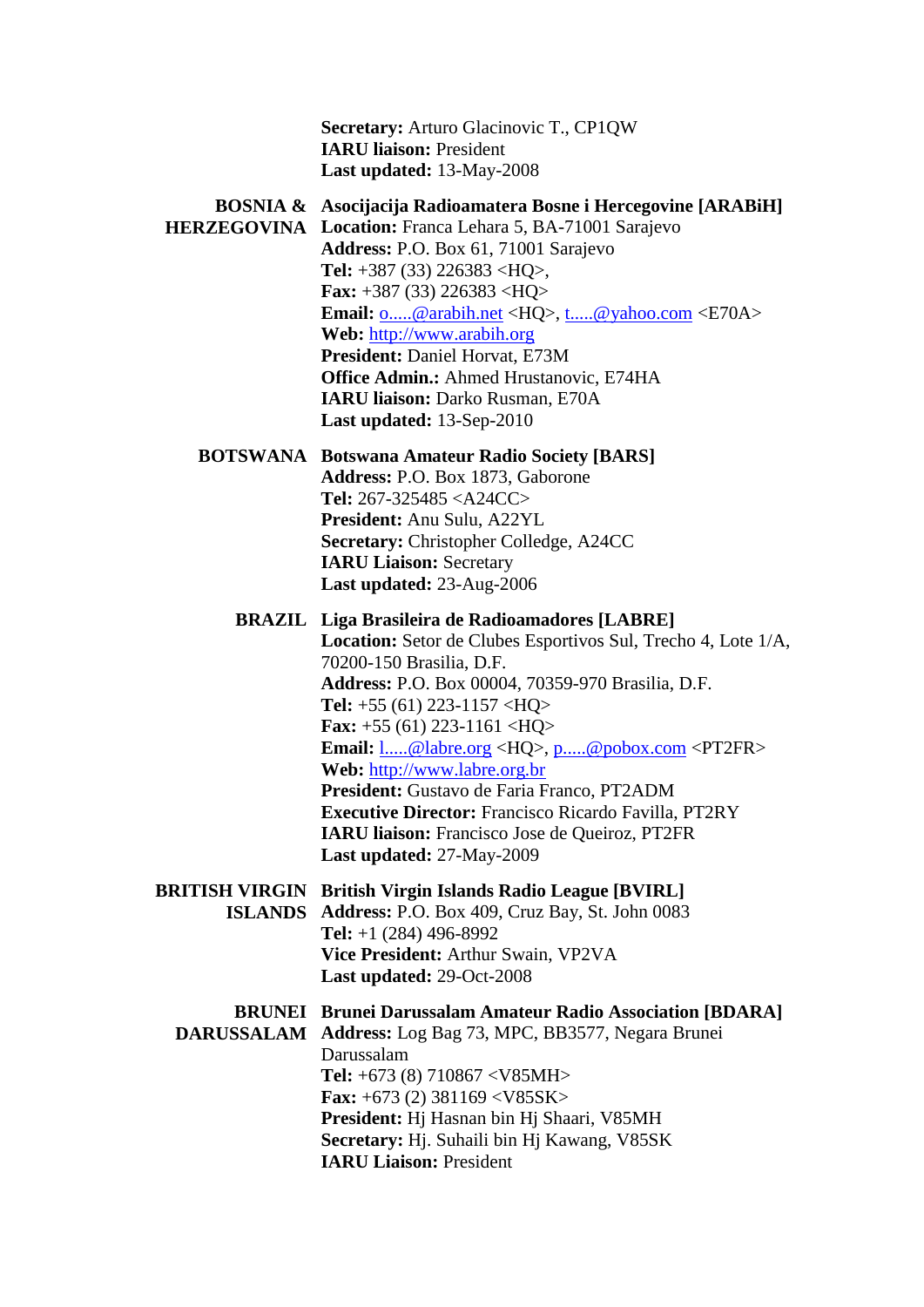**Secretary:** Arturo Glacinovic T., CP1QW
**IARU liaison:** President
**Last updated:** 13-May-2008

**BOSNIA & HERZEGOVINA** — **Asocijacija Radioamatera Bosne i Hercegovine [ARABiH]**
**Location:** Franca Lehara 5, BA-71001 Sarajevo
**Address:** P.O. Box 61, 71001 Sarajevo
**Tel:** +387 (33) 226383 <HQ>,
**Fax:** +387 (33) 226383 <HQ>
**Email:** o.....@arabih.net <HQ>, t.....@yahoo.com <E70A>
**Web:** http://www.arabih.org
**President:** Daniel Horvat, E73M
**Office Admin.:** Ahmed Hrustanovic, E74HA
**IARU liaison:** Darko Rusman, E70A
**Last updated:** 13-Sep-2010

**BOTSWANA** — **Botswana Amateur Radio Society [BARS]**
**Address:** P.O. Box 1873, Gaborone
**Tel:** 267-325485 <A24CC>
**President:** Anu Sulu, A22YL
**Secretary:** Christopher Colledge, A24CC
**IARU Liaison:** Secretary
**Last updated:** 23-Aug-2006

**BRAZIL** — **Liga Brasileira de Radioamadores [LABRE]**
**Location:** Setor de Clubes Esportivos Sul, Trecho 4, Lote 1/A, 70200-150 Brasilia, D.F.
**Address:** P.O. Box 00004, 70359-970 Brasilia, D.F.
**Tel:** +55 (61) 223-1157 <HQ>
**Fax:** +55 (61) 223-1161 <HQ>
**Email:** l.....@labre.org <HQ>, p.....@pobox.com <PT2FR>
**Web:** http://www.labre.org.br
**President:** Gustavo de Faria Franco, PT2ADM
**Executive Director:** Francisco Ricardo Favilla, PT2RY
**IARU liaison:** Francisco Jose de Queiroz, PT2FR
**Last updated:** 27-May-2009

**BRITISH VIRGIN ISLANDS** — **British Virgin Islands Radio League [BVIRL]**
**Address:** P.O. Box 409, Cruz Bay, St. John 0083
**Tel:** +1 (284) 496-8992
**Vice President:** Arthur Swain, VP2VA
**Last updated:** 29-Oct-2008

**BRUNEI DARUSSALAM** — **Brunei Darussalam Amateur Radio Association [BDARA]**
**Address:** Log Bag 73, MPC, BB3577, Negara Brunei Darussalam
**Tel:** +673 (8) 710867 <V85MH>
**Fax:** +673 (2) 381169 <V85SK>
**President:** Hj Hasnan bin Hj Shaari, V85MH
**Secretary:** Hj. Suhaili bin Hj Kawang, V85SK
**IARU Liaison:** President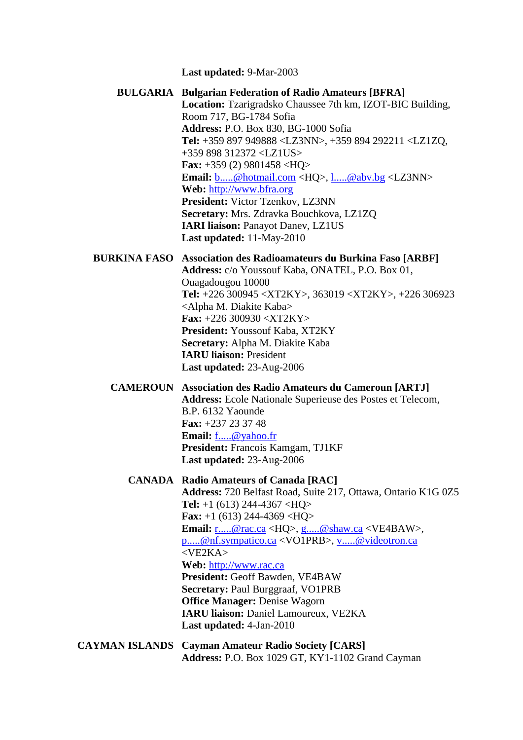**Last updated:** 9-Mar-2003

**BULGARIA** **Bulgarian Federation of Radio Amateurs [BFRA]**
**Location:** Tzarigradsko Chaussee 7th km, IZOT-BIC Building, Room 717, BG-1784 Sofia
**Address:** P.O. Box 830, BG-1000 Sofia
**Tel:** +359 897 949888 <LZ3NN>, +359 894 292211 <LZ1ZQ, +359 898 312372 <LZ1US>
**Fax:** +359 (2) 9801458 <HQ>
**Email:** b.....@hotmail.com <HQ>, l.....@abv.bg <LZ3NN>
**Web:** http://www.bfra.org
**President:** Victor Tzenkov, LZ3NN
**Secretary:** Mrs. Zdravka Bouchkova, LZ1ZQ
**IARI liaison:** Panayot Danev, LZ1US
**Last updated:** 11-May-2010

**BURKINA FASO** **Association des Radioamateurs du Burkina Faso [ARBF]**
**Address:** c/o Youssouf Kaba, ONATEL, P.O. Box 01, Ouagadougou 10000
**Tel:** +226 300945 <XT2KY>, 363019 <XT2KY>, +226 306923 <Alpha M. Diakite Kaba>
**Fax:** +226 300930 <XT2KY>
**President:** Youssouf Kaba, XT2KY
**Secretary:** Alpha M. Diakite Kaba
**IARU liaison:** President
**Last updated:** 23-Aug-2006

**CAMEROUN** **Association des Radio Amateurs du Cameroun [ARTJ]**
**Address:** Ecole Nationale Superieuse des Postes et Telecom, B.P. 6132 Yaounde
**Fax:** +237 23 37 48
**Email:** f.....@yahoo.fr
**President:** Francois Kamgam, TJ1KF
**Last updated:** 23-Aug-2006

**CANADA** **Radio Amateurs of Canada [RAC]**
**Address:** 720 Belfast Road, Suite 217, Ottawa, Ontario K1G 0Z5
**Tel:** +1 (613) 244-4367 <HQ>
**Fax:** +1 (613) 244-4369 <HQ>
**Email:** r.....@rac.ca <HQ>, g.....@shaw.ca <VE4BAW>, p.....@nf.sympatico.ca <VO1PRB>, v.....@videotron.ca <VE2KA>
**Web:** http://www.rac.ca
**President:** Geoff Bawden, VE4BAW
**Secretary:** Paul Burggraaf, VO1PRB
**Office Manager:** Denise Wagorn
**IARU liaison:** Daniel Lamoureux, VE2KA
**Last updated:** 4-Jan-2010

**CAYMAN ISLANDS** **Cayman Amateur Radio Society [CARS]**
**Address:** P.O. Box 1029 GT, KY1-1102 Grand Cayman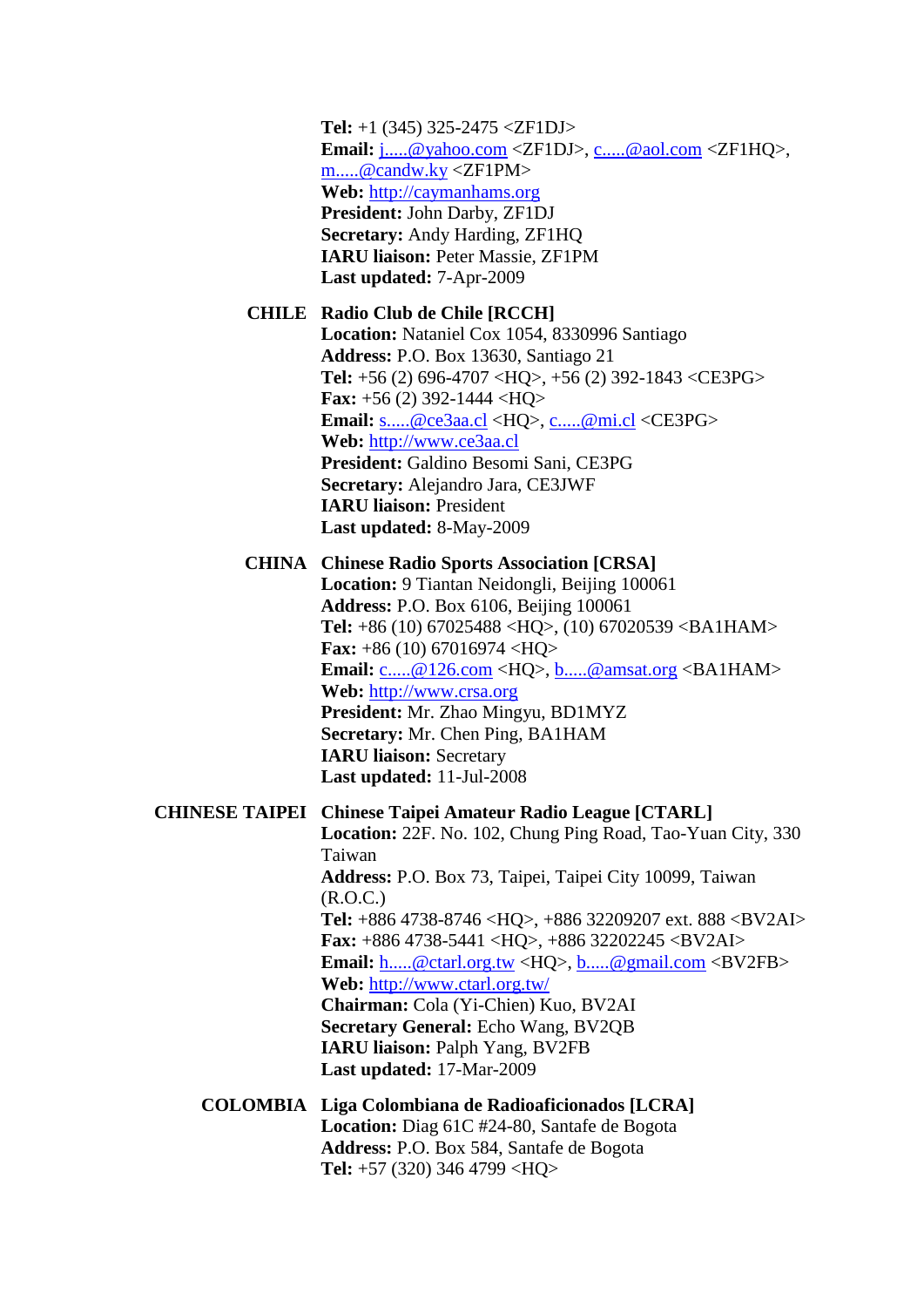**Tel:** +1 (345) 325-2475 <ZF1DJ>
**Email:** j.....@yahoo.com <ZF1DJ>, c.....@aol.com <ZF1HQ>, m.....@candw.ky <ZF1PM>
**Web:** http://caymanhams.org
**President:** John Darby, ZF1DJ
**Secretary:** Andy Harding, ZF1HQ
**IARU liaison:** Peter Massie, ZF1PM
**Last updated:** 7-Apr-2009

**CHILE** **Radio Club de Chile [RCCH]**
**Location:** Nataniel Cox 1054, 8330996 Santiago
**Address:** P.O. Box 13630, Santiago 21
**Tel:** +56 (2) 696-4707 <HQ>, +56 (2) 392-1843 <CE3PG>
**Fax:** +56 (2) 392-1444 <HQ>
**Email:** s.....@ce3aa.cl <HQ>, c.....@mi.cl <CE3PG>
**Web:** http://www.ce3aa.cl
**President:** Galdino Besomi Sani, CE3PG
**Secretary:** Alejandro Jara, CE3JWF
**IARU liaison:** President
**Last updated:** 8-May-2009

**CHINA** **Chinese Radio Sports Association [CRSA]**
**Location:** 9 Tiantan Neidongli, Beijing 100061
**Address:** P.O. Box 6106, Beijing 100061
**Tel:** +86 (10) 67025488 <HQ>, (10) 67020539 <BA1HAM>
**Fax:** +86 (10) 67016974 <HQ>
**Email:** c.....@126.com <HQ>, b.....@amsat.org <BA1HAM>
**Web:** http://www.crsa.org
**President:** Mr. Zhao Mingyu, BD1MYZ
**Secretary:** Mr. Chen Ping, BA1HAM
**IARU liaison:** Secretary
**Last updated:** 11-Jul-2008

**CHINESE TAIPEI** **Chinese Taipei Amateur Radio League [CTARL]**
**Location:** 22F. No. 102, Chung Ping Road, Tao-Yuan City, 330 Taiwan
**Address:** P.O. Box 73, Taipei, Taipei City 10099, Taiwan (R.O.C.)
**Tel:** +886 4738-8746 <HQ>, +886 32209207 ext. 888 <BV2AI>
**Fax:** +886 4738-5441 <HQ>, +886 32202245 <BV2AI>
**Email:** h.....@ctarl.org.tw <HQ>, b.....@gmail.com <BV2FB>
**Web:** http://www.ctarl.org.tw/
**Chairman:** Cola (Yi-Chien) Kuo, BV2AI
**Secretary General:** Echo Wang, BV2QB
**IARU liaison:** Palph Yang, BV2FB
**Last updated:** 17-Mar-2009

**COLOMBIA** **Liga Colombiana de Radioaficionados [LCRA]**
**Location:** Diag 61C #24-80, Santafe de Bogota
**Address:** P.O. Box 584, Santafe de Bogota
**Tel:** +57 (320) 346 4799 <HQ>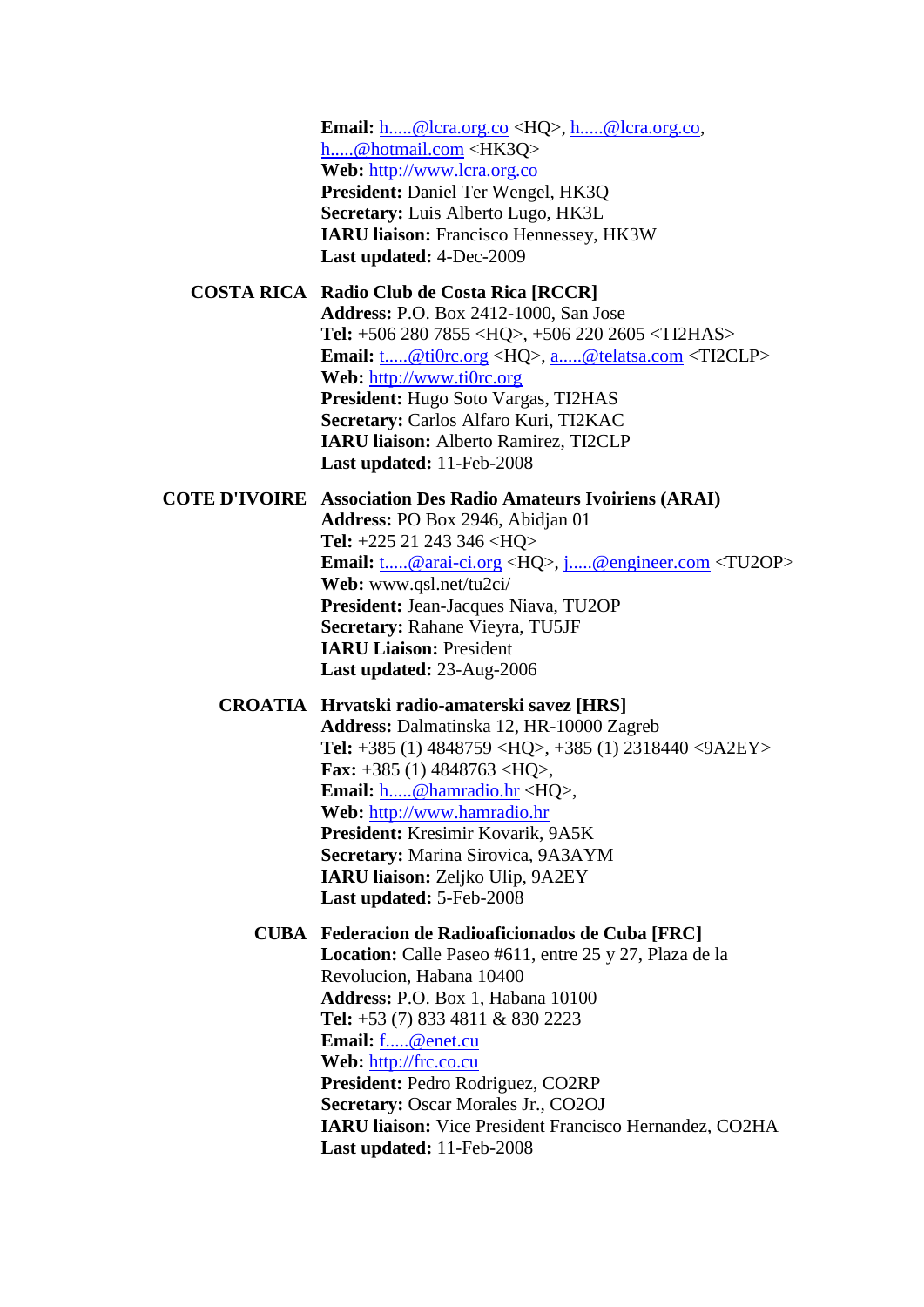**Email:** h.....@lcra.org.co <HQ>, h.....@lcra.org.co, h.....@hotmail.com <HK3Q>
**Web:** http://www.lcra.org.co
**President:** Daniel Ter Wengel, HK3Q
**Secretary:** Luis Alberto Lugo, HK3L
**IARU liaison:** Francisco Hennessey, HK3W
**Last updated:** 4-Dec-2009

**COSTA RICA** **Radio Club de Costa Rica [RCCR]**
**Address:** P.O. Box 2412-1000, San Jose
**Tel:** +506 280 7855 <HQ>, +506 220 2605 <TI2HAS>
**Email:** t.....@ti0rc.org <HQ>, a.....@telatsa.com <TI2CLP>
**Web:** http://www.ti0rc.org
**President:** Hugo Soto Vargas, TI2HAS
**Secretary:** Carlos Alfaro Kuri, TI2KAC
**IARU liaison:** Alberto Ramirez, TI2CLP
**Last updated:** 11-Feb-2008

**COTE D'IVOIRE** **Association Des Radio Amateurs Ivoiriens (ARAI)**
**Address:** PO Box 2946, Abidjan 01
**Tel:** +225 21 243 346 <HQ>
**Email:** t.....@arai-ci.org <HQ>, j.....@engineer.com <TU2OP>
**Web:** www.qsl.net/tu2ci/
**President:** Jean-Jacques Niava, TU2OP
**Secretary:** Rahane Vieyra, TU5JF
**IARU Liaison:** President
**Last updated:** 23-Aug-2006

**CROATIA** **Hrvatski radio-amaterski savez [HRS]**
**Address:** Dalmatinska 12, HR-10000 Zagreb
**Tel:** +385 (1) 4848759 <HQ>, +385 (1) 2318440 <9A2EY>
**Fax:** +385 (1) 4848763 <HQ>,
**Email:** h.....@hamradio.hr <HQ>,
**Web:** http://www.hamradio.hr
**President:** Kresimir Kovarik, 9A5K
**Secretary:** Marina Sirovica, 9A3AYM
**IARU liaison:** Zeljko Ulip, 9A2EY
**Last updated:** 5-Feb-2008

**CUBA** **Federacion de Radioaficionados de Cuba [FRC]**
**Location:** Calle Paseo #611, entre 25 y 27, Plaza de la Revolucion, Habana 10400
**Address:** P.O. Box 1, Habana 10100
**Tel:** +53 (7) 833 4811 & 830 2223
**Email:** f.....@enet.cu
**Web:** http://frc.co.cu
**President:** Pedro Rodriguez, CO2RP
**Secretary:** Oscar Morales Jr., CO2OJ
**IARU liaison:** Vice President Francisco Hernandez, CO2HA
**Last updated:** 11-Feb-2008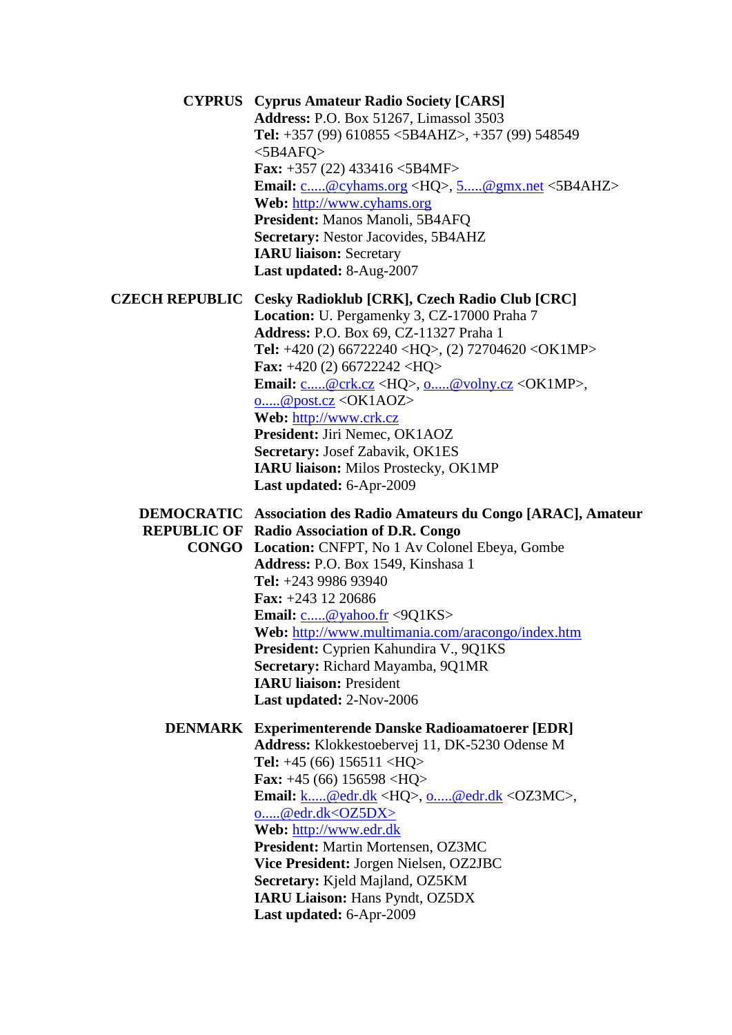**CYPRUS**

**Cyprus Amateur Radio Society [CARS]**
**Address:** P.O. Box 51267, Limassol 3503
**Tel:** +357 (99) 610855 <5B4AHZ>, +357 (99) 548549 <5B4AFQ>
**Fax:** +357 (22) 433416 <5B4MF>
**Email:** c.....@cyhams.org <HQ>, 5.....@gmx.net <5B4AHZ>
**Web:** http://www.cyhams.org
**President:** Manos Manoli, 5B4AFQ
**Secretary:** Nestor Jacovides, 5B4AHZ
**IARU liaison:** Secretary
**Last updated:** 8-Aug-2007

**CZECH REPUBLIC**

**Cesky Radioklub [CRK], Czech Radio Club [CRC]**
**Location:** U. Pergamenky 3, CZ-17000 Praha 7
**Address:** P.O. Box 69, CZ-11327 Praha 1
**Tel:** +420 (2) 66722240 <HQ>, (2) 72704620 <OK1MP>
**Fax:** +420 (2) 66722242 <HQ>
**Email:** c.....@crk.cz <HQ>, o.....@volny.cz <OK1MP>, o.....@post.cz <OK1AOZ>
**Web:** http://www.crk.cz
**President:** Jiri Nemec, OK1AOZ
**Secretary:** Josef Zabavik, OK1ES
**IARU liaison:** Milos Prostecky, OK1MP
**Last updated:** 6-Apr-2009

**DEMOCRATIC REPUBLIC OF CONGO**

**Association des Radio Amateurs du Congo [ARAC], Amateur Radio Association of D.R. Congo**
**Location:** CNFPT, No 1 Av Colonel Ebeya, Gombe
**Address:** P.O. Box 1549, Kinshasa 1
**Tel:** +243 9986 93940
**Fax:** +243 12 20686
**Email:** c.....@yahoo.fr <9Q1KS>
**Web:** http://www.multimania.com/aracongo/index.htm
**President:** Cyprien Kahundira V., 9Q1KS
**Secretary:** Richard Mayamba, 9Q1MR
**IARU liaison:** President
**Last updated:** 2-Nov-2006

**DENMARK**

**Experimenterende Danske Radioamatoerer [EDR]**
**Address:** Klokkestoebervej 11, DK-5230 Odense M
**Tel:** +45 (66) 156511 <HQ>
**Fax:** +45 (66) 156598 <HQ>
**Email:** k.....@edr.dk <HQ>, o.....@edr.dk <OZ3MC>, o.....@edr.dk<OZ5DX>
**Web:** http://www.edr.dk
**President:** Martin Mortensen, OZ3MC
**Vice President:** Jorgen Nielsen, OZ2JBC
**Secretary:** Kjeld Majland, OZ5KM
**IARU Liaison:** Hans Pyndt, OZ5DX
**Last updated:** 6-Apr-2009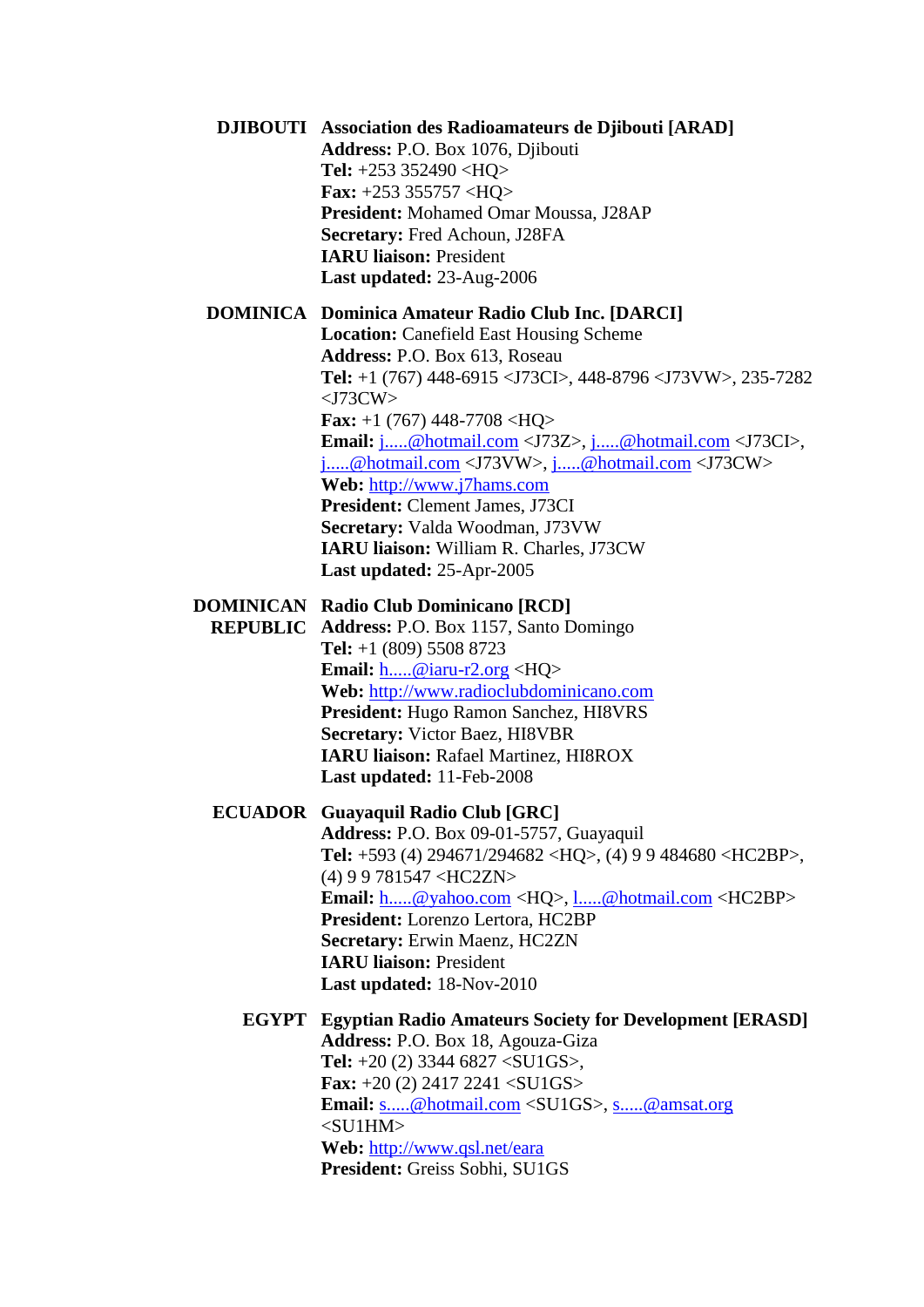**DJIBOUTI** **Association des Radioamateurs de Djibouti [ARAD]**
**Address:** P.O. Box 1076, Djibouti
**Tel:** +253 352490 <HQ>
**Fax:** +253 355757 <HQ>
**President:** Mohamed Omar Moussa, J28AP
**Secretary:** Fred Achoun, J28FA
**IARU liaison:** President
**Last updated:** 23-Aug-2006

**DOMINICA** **Dominica Amateur Radio Club Inc. [DARCI]**
**Location:** Canefield East Housing Scheme
**Address:** P.O. Box 613, Roseau
**Tel:** +1 (767) 448-6915 <J73CI>, 448-8796 <J73VW>, 235-7282 <J73CW>
**Fax:** +1 (767) 448-7708 <HQ>
**Email:** j.....@hotmail.com <J73Z>, j.....@hotmail.com <J73CI>, j.....@hotmail.com <J73VW>, j.....@hotmail.com <J73CW>
**Web:** http://www.j7hams.com
**President:** Clement James, J73CI
**Secretary:** Valda Woodman, J73VW
**IARU liaison:** William R. Charles, J73CW
**Last updated:** 25-Apr-2005

**DOMINICAN REPUBLIC** **Radio Club Dominicano [RCD]**
**Address:** P.O. Box 1157, Santo Domingo
**Tel:** +1 (809) 5508 8723
**Email:** h.....@iaru-r2.org <HQ>
**Web:** http://www.radioclubdominicano.com
**President:** Hugo Ramon Sanchez, HI8VRS
**Secretary:** Victor Baez, HI8VBR
**IARU liaison:** Rafael Martinez, HI8ROX
**Last updated:** 11-Feb-2008

**ECUADOR** **Guayaquil Radio Club [GRC]**
**Address:** P.O. Box 09-01-5757, Guayaquil
**Tel:** +593 (4) 294671/294682 <HQ>, (4) 9 9 484680 <HC2BP>, (4) 9 9 781547 <HC2ZN>
**Email:** h.....@yahoo.com <HQ>, l.....@hotmail.com <HC2BP>
**President:** Lorenzo Lertora, HC2BP
**Secretary:** Erwin Maenz, HC2ZN
**IARU liaison:** President
**Last updated:** 18-Nov-2010

**EGYPT** **Egyptian Radio Amateurs Society for Development [ERASD]**
**Address:** P.O. Box 18, Agouza-Giza
**Tel:** +20 (2) 3344 6827 <SU1GS>,
**Fax:** +20 (2) 2417 2241 <SU1GS>
**Email:** s.....@hotmail.com <SU1GS>, s.....@amsat.org <SU1HM>
**Web:** http://www.qsl.net/eara
**President:** Greiss Sobhi, SU1GS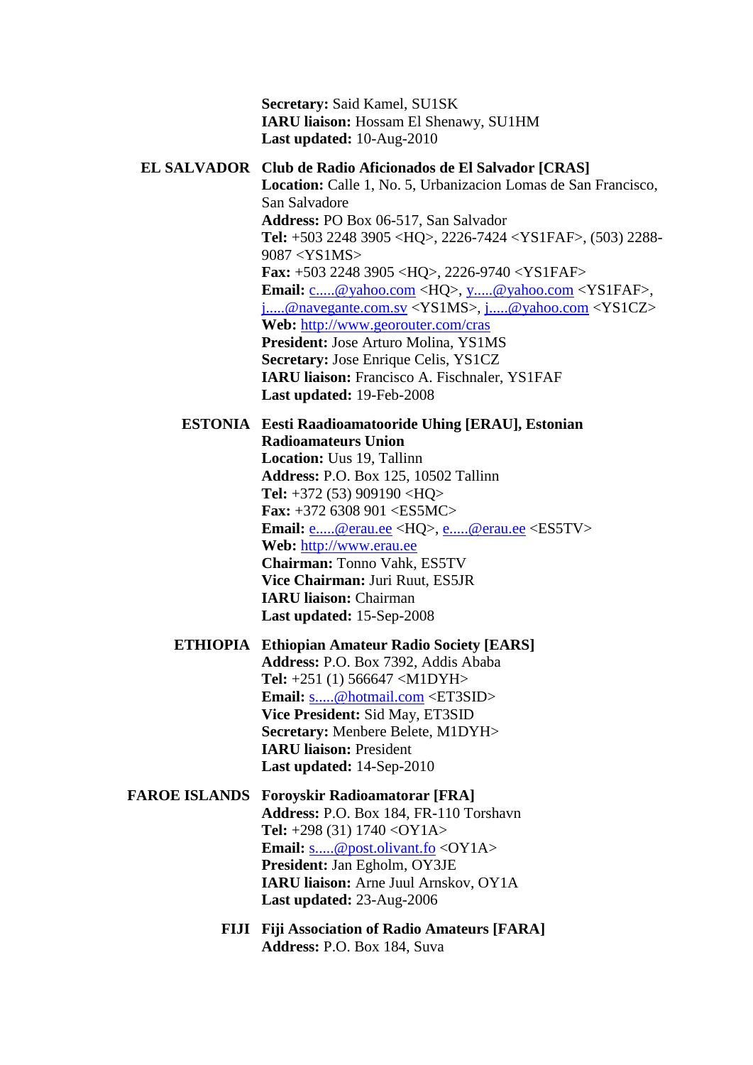**Secretary:** Said Kamel, SU1SK
**IARU liaison:** Hossam El Shenawy, SU1HM
**Last updated:** 10-Aug-2010

**EL SALVADOR** **Club de Radio Aficionados de El Salvador [CRAS]**
**Location:** Calle 1, No. 5, Urbanizacion Lomas de San Francisco, San Salvadore
**Address:** PO Box 06-517, San Salvador
**Tel:** +503 2248 3905 <HQ>, 2226-7424 <YS1FAF>, (503) 2288-9087 <YS1MS>
**Fax:** +503 2248 3905 <HQ>, 2226-9740 <YS1FAF>
**Email:** c.....@yahoo.com <HQ>, y.....@yahoo.com <YS1FAF>, j.....@navegante.com.sv <YS1MS>, j.....@yahoo.com <YS1CZ>
**Web:** http://www.georouter.com/cras
**President:** Jose Arturo Molina, YS1MS
**Secretary:** Jose Enrique Celis, YS1CZ
**IARU liaison:** Francisco A. Fischnaler, YS1FAF
**Last updated:** 19-Feb-2008

**ESTONIA** **Eesti Raadioamatooride Uhing [ERAU], Estonian Radioamateurs Union**
**Location:** Uus 19, Tallinn
**Address:** P.O. Box 125, 10502 Tallinn
**Tel:** +372 (53) 909190 <HQ>
**Fax:** +372 6308 901 <ES5MC>
**Email:** e.....@erau.ee <HQ>, e.....@erau.ee <ES5TV>
**Web:** http://www.erau.ee
**Chairman:** Tonno Vahk, ES5TV
**Vice Chairman:** Juri Ruut, ES5JR
**IARU liaison:** Chairman
**Last updated:** 15-Sep-2008

**ETHIOPIA** **Ethiopian Amateur Radio Society [EARS]**
**Address:** P.O. Box 7392, Addis Ababa
**Tel:** +251 (1) 566647 <M1DYH>
**Email:** s.....@hotmail.com <ET3SID>
**Vice President:** Sid May, ET3SID
**Secretary:** Menbere Belete, M1DYH>
**IARU liaison:** President
**Last updated:** 14-Sep-2010

**FAROE ISLANDS** **Foroyskir Radioamatorar [FRA]**
**Address:** P.O. Box 184, FR-110 Torshavn
**Tel:** +298 (31) 1740 <OY1A>
**Email:** s.....@post.olivant.fo <OY1A>
**President:** Jan Egholm, OY3JE
**IARU liaison:** Arne Juul Arnskov, OY1A
**Last updated:** 23-Aug-2006

**FIJI** **Fiji Association of Radio Amateurs [FARA]**
**Address:** P.O. Box 184, Suva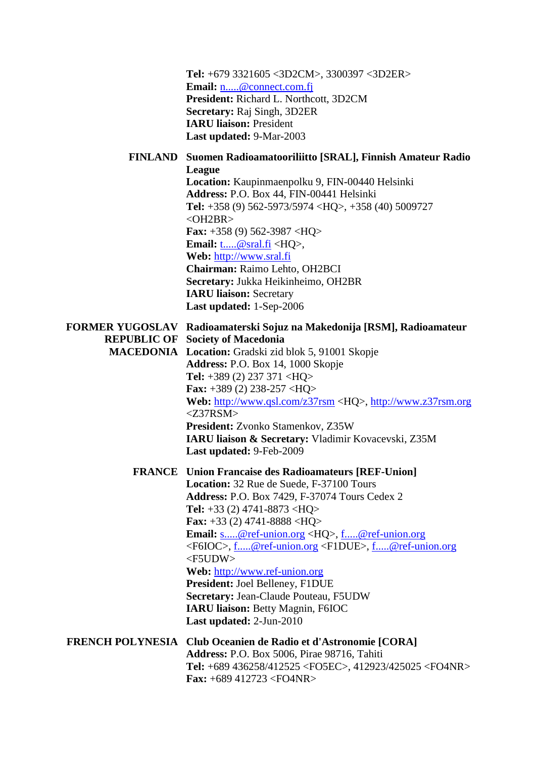**Tel:** +679 3321605 <3D2CM>, 3300397 <3D2ER>
**Email:** n.....@connect.com.fj
**President:** Richard L. Northcott, 3D2CM
**Secretary:** Raj Singh, 3D2ER
**IARU liaison:** President
**Last updated:** 9-Mar-2003

**FINLAND** **Suomen Radioamatooriliitto [SRAL], Finnish Amateur Radio League**
**Location:** Kaupinmaenpolku 9, FIN-00440 Helsinki
**Address:** P.O. Box 44, FIN-00441 Helsinki
**Tel:** +358 (9) 562-5973/5974 <HQ>, +358 (40) 5009727 <OH2BR>
**Fax:** +358 (9) 562-3987 <HQ>
**Email:** t.....@sral.fi <HQ>,
**Web:** http://www.sral.fi
**Chairman:** Raimo Lehto, OH2BCI
**Secretary:** Jukka Heikinheimo, OH2BR
**IARU liaison:** Secretary
**Last updated:** 1-Sep-2006

**FORMER YUGOSLAV REPUBLIC OF MACEDONIA** **Radioamaterski Sojuz na Makedonija [RSM], Radioamateur Society of Macedonia**
**Location:** Gradski zid blok 5, 91001 Skopje
**Address:** P.O. Box 14, 1000 Skopje
**Tel:** +389 (2) 237 371 <HQ>
**Fax:** +389 (2) 238-257 <HQ>
**Web:** http://www.qsl.com/z37rsm <HQ>, http://www.z37rsm.org <Z37RSM>
**President:** Zvonko Stamenkov, Z35W
**IARU liaison & Secretary:** Vladimir Kovacevski, Z35M
**Last updated:** 9-Feb-2009

**FRANCE** **Union Francaise des Radioamateurs [REF-Union]**
**Location:** 32 Rue de Suede, F-37100 Tours
**Address:** P.O. Box 7429, F-37074 Tours Cedex 2
**Tel:** +33 (2) 4741-8873 <HQ>
**Fax:** +33 (2) 4741-8888 <HQ>
**Email:** s.....@ref-union.org <HQ>, f.....@ref-union.org <F6IOC>, f.....@ref-union.org <F1DUE>, f.....@ref-union.org <F5UDW>
**Web:** http://www.ref-union.org
**President:** Joel Belleney, F1DUE
**Secretary:** Jean-Claude Pouteau, F5UDW
**IARU liaison:** Betty Magnin, F6IOC
**Last updated:** 2-Jun-2010

**FRENCH POLYNESIA** **Club Oceanien de Radio et d'Astronomie [CORA]**
**Address:** P.O. Box 5006, Pirae 98716, Tahiti
**Tel:** +689 436258/412525 <FO5EC>, 412923/425025 <FO4NR>
**Fax:** +689 412723 <FO4NR>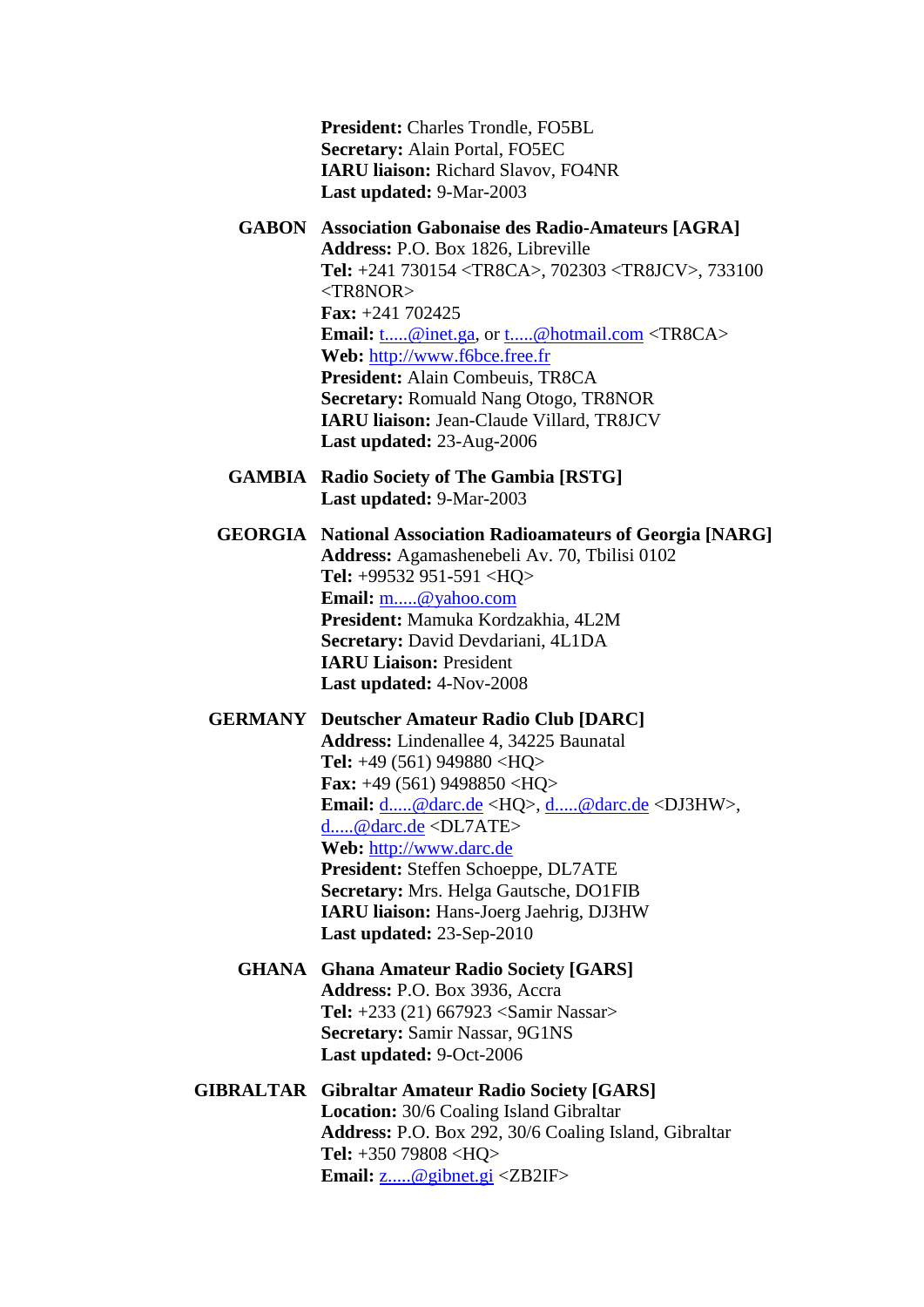**President:** Charles Trondle, FO5BL
**Secretary:** Alain Portal, FO5EC
**IARU liaison:** Richard Slavov, FO4NR
**Last updated:** 9-Mar-2003

**GABON** **Association Gabonaise des Radio-Amateurs [AGRA]**
**Address:** P.O. Box 1826, Libreville
**Tel:** +241 730154 <TR8CA>, 702303 <TR8JCV>, 733100 <TR8NOR>
**Fax:** +241 702425
**Email:** t.....@inet.ga, or t.....@hotmail.com <TR8CA>
**Web:** http://www.f6bce.free.fr
**President:** Alain Combeuis, TR8CA
**Secretary:** Romuald Nang Otogo, TR8NOR
**IARU liaison:** Jean-Claude Villard, TR8JCV
**Last updated:** 23-Aug-2006

**GAMBIA** **Radio Society of The Gambia [RSTG]**
**Last updated:** 9-Mar-2003

**GEORGIA** **National Association Radioamateurs of Georgia [NARG]**
**Address:** Agamashenebeli Av. 70, Tbilisi 0102
**Tel:** +99532 951-591 <HQ>
**Email:** m.....@yahoo.com
**President:** Mamuka Kordzakhia, 4L2M
**Secretary:** David Devdariani, 4L1DA
**IARU Liaison:** President
**Last updated:** 4-Nov-2008

**GERMANY** **Deutscher Amateur Radio Club [DARC]**
**Address:** Lindenallee 4, 34225 Baunatal
**Tel:** +49 (561) 949880 <HQ>
**Fax:** +49 (561) 9498850 <HQ>
**Email:** d.....@darc.de <HQ>, d.....@darc.de <DJ3HW>, d.....@darc.de <DL7ATE>
**Web:** http://www.darc.de
**President:** Steffen Schoeppe, DL7ATE
**Secretary:** Mrs. Helga Gautsche, DO1FIB
**IARU liaison:** Hans-Joerg Jaehrig, DJ3HW
**Last updated:** 23-Sep-2010

**GHANA** **Ghana Amateur Radio Society [GARS]**
**Address:** P.O. Box 3936, Accra
**Tel:** +233 (21) 667923 <Samir Nassar>
**Secretary:** Samir Nassar, 9G1NS
**Last updated:** 9-Oct-2006

**GIBRALTAR** **Gibraltar Amateur Radio Society [GARS]**
**Location:** 30/6 Coaling Island Gibraltar
**Address:** P.O. Box 292, 30/6 Coaling Island, Gibraltar
**Tel:** +350 79808 <HQ>
**Email:** z.....@gibnet.gi <ZB2IF>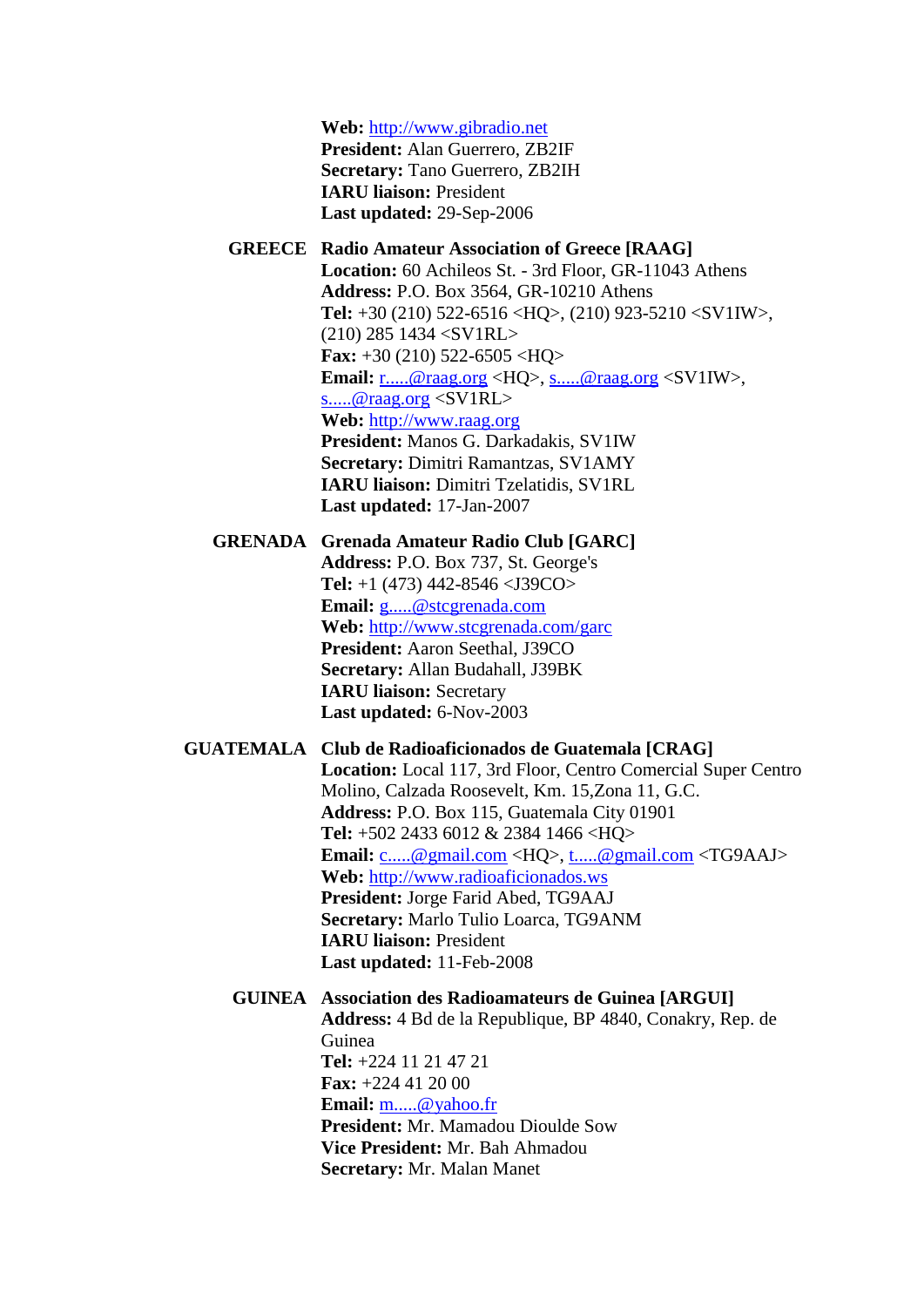**Web:** http://www.gibradio.net
**President:** Alan Guerrero, ZB2IF
**Secretary:** Tano Guerrero, ZB2IH
**IARU liaison:** President
**Last updated:** 29-Sep-2006

**GREECE** **Radio Amateur Association of Greece [RAAG]**
**Location:** 60 Achileos St. - 3rd Floor, GR-11043 Athens
**Address:** P.O. Box 3564, GR-10210 Athens
**Tel:** +30 (210) 522-6516 <HQ>, (210) 923-5210 <SV1IW>, (210) 285 1434 <SV1RL>
**Fax:** +30 (210) 522-6505 <HQ>
**Email:** r.....@raag.org <HQ>, s.....@raag.org <SV1IW>, s.....@raag.org <SV1RL>
**Web:** http://www.raag.org
**President:** Manos G. Darkadakis, SV1IW
**Secretary:** Dimitri Ramantzas, SV1AMY
**IARU liaison:** Dimitri Tzelatidis, SV1RL
**Last updated:** 17-Jan-2007

**GRENADA** **Grenada Amateur Radio Club [GARC]**
**Address:** P.O. Box 737, St. George's
**Tel:** +1 (473) 442-8546 <J39CO>
**Email:** g.....@stcgrenada.com
**Web:** http://www.stcgrenada.com/garc
**President:** Aaron Seethal, J39CO
**Secretary:** Allan Budahall, J39BK
**IARU liaison:** Secretary
**Last updated:** 6-Nov-2003

**GUATEMALA** **Club de Radioaficionados de Guatemala [CRAG]**
**Location:** Local 117, 3rd Floor, Centro Comercial Super Centro Molino, Calzada Roosevelt, Km. 15,Zona 11, G.C.
**Address:** P.O. Box 115, Guatemala City 01901
**Tel:** +502 2433 6012 & 2384 1466 <HQ>
**Email:** c.....@gmail.com <HQ>, t.....@gmail.com <TG9AAJ>
**Web:** http://www.radioaficionados.ws
**President:** Jorge Farid Abed, TG9AAJ
**Secretary:** Marlo Tulio Loarca, TG9ANM
**IARU liaison:** President
**Last updated:** 11-Feb-2008

**GUINEA** **Association des Radioamateurs de Guinea [ARGUI]**
**Address:** 4 Bd de la Republique, BP 4840, Conakry, Rep. de Guinea
**Tel:** +224 11 21 47 21
**Fax:** +224 41 20 00
**Email:** m.....@yahoo.fr
**President:** Mr. Mamadou Dioulde Sow
**Vice President:** Mr. Bah Ahmadou
**Secretary:** Mr. Malan Manet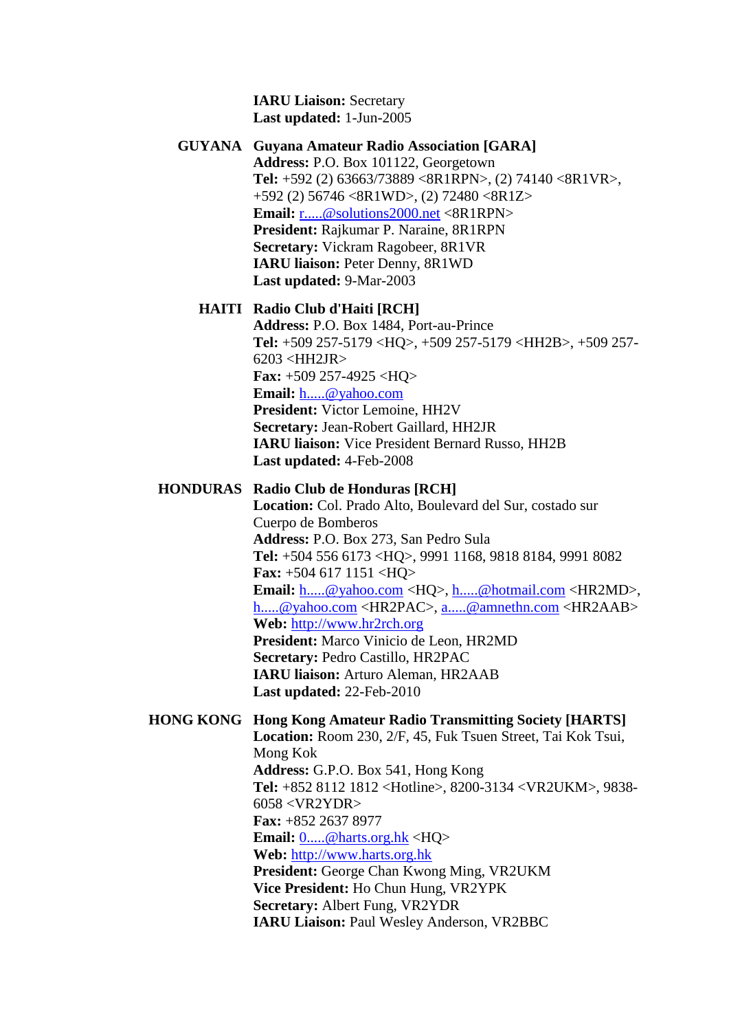**IARU Liaison:** Secretary
**Last updated:** 1-Jun-2005

**GUYANA** **Guyana Amateur Radio Association [GARA]**
**Address:** P.O. Box 101122, Georgetown
**Tel:** +592 (2) 63663/73889 <8R1RPN>, (2) 74140 <8R1VR>, +592 (2) 56746 <8R1WD>, (2) 72480 <8R1Z>
**Email:** r.....@solutions2000.net <8R1RPN>
**President:** Rajkumar P. Naraine, 8R1RPN
**Secretary:** Vickram Ragobeer, 8R1VR
**IARU liaison:** Peter Denny, 8R1WD
**Last updated:** 9-Mar-2003

**HAITI** **Radio Club d'Haiti [RCH]**
**Address:** P.O. Box 1484, Port-au-Prince
**Tel:** +509 257-5179 <HQ>, +509 257-5179 <HH2B>, +509 257-6203 <HH2JR>
**Fax:** +509 257-4925 <HQ>
**Email:** h.....@yahoo.com
**President:** Victor Lemoine, HH2V
**Secretary:** Jean-Robert Gaillard, HH2JR
**IARU liaison:** Vice President Bernard Russo, HH2B
**Last updated:** 4-Feb-2008

**HONDURAS** **Radio Club de Honduras [RCH]**
**Location:** Col. Prado Alto, Boulevard del Sur, costado sur Cuerpo de Bomberos
**Address:** P.O. Box 273, San Pedro Sula
**Tel:** +504 556 6173 <HQ>, 9991 1168, 9818 8184, 9991 8082
**Fax:** +504 617 1151 <HQ>
**Email:** h.....@yahoo.com <HQ>, h.....@hotmail.com <HR2MD>, h.....@yahoo.com <HR2PAC>, a.....@amnethn.com <HR2AAB>
**Web:** http://www.hr2rch.org
**President:** Marco Vinicio de Leon, HR2MD
**Secretary:** Pedro Castillo, HR2PAC
**IARU liaison:** Arturo Aleman, HR2AAB
**Last updated:** 22-Feb-2010

**HONG KONG** **Hong Kong Amateur Radio Transmitting Society [HARTS]**
**Location:** Room 230, 2/F, 45, Fuk Tsuen Street, Tai Kok Tsui, Mong Kok
**Address:** G.P.O. Box 541, Hong Kong
**Tel:** +852 8112 1812 <Hotline>, 8200-3134 <VR2UKM>, 9838-6058 <VR2YDR>
**Fax:** +852 2637 8977
**Email:** 0.....@harts.org.hk <HQ>
**Web:** http://www.harts.org.hk
**President:** George Chan Kwong Ming, VR2UKM
**Vice President:** Ho Chun Hung, VR2YPK
**Secretary:** Albert Fung, VR2YDR
**IARU Liaison:** Paul Wesley Anderson, VR2BBC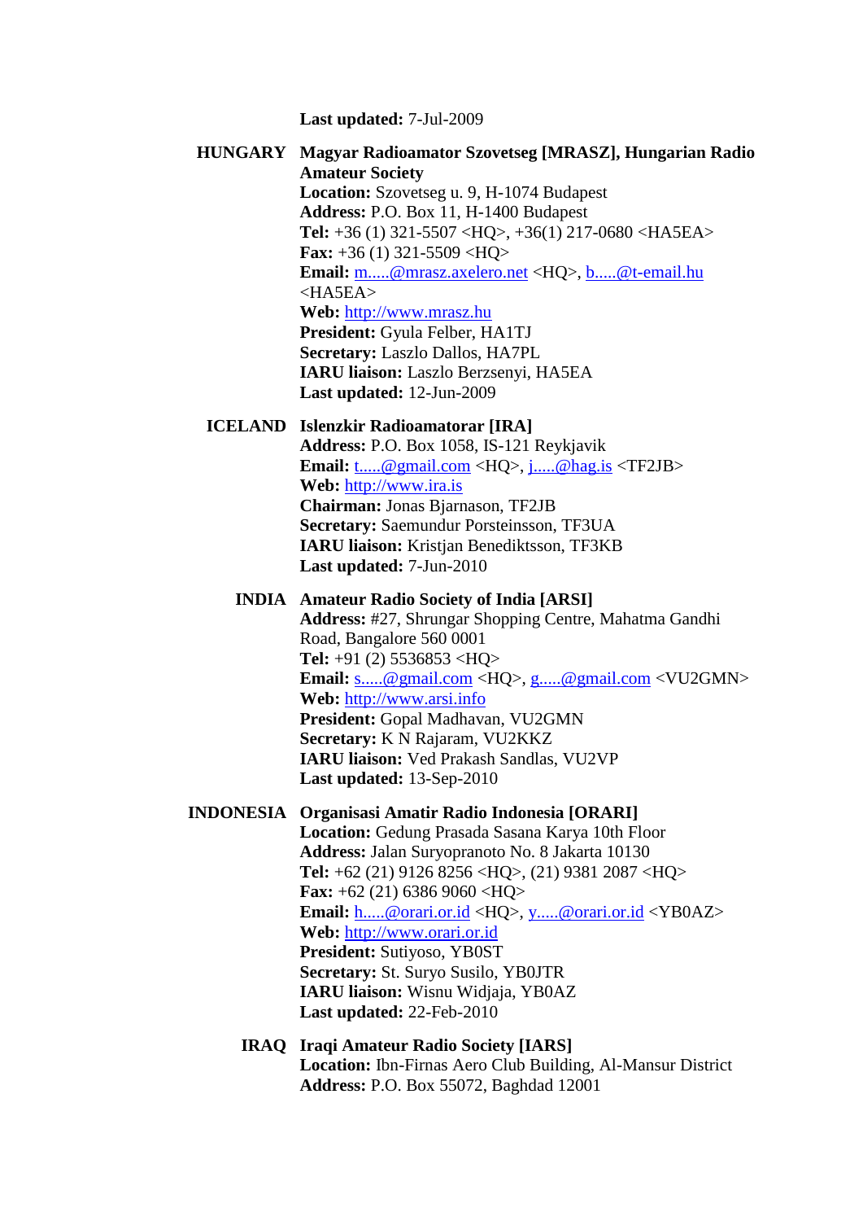**Last updated:** 7-Jul-2009

**HUNGARY** **Magyar Radioamator Szovetseg [MRASZ], Hungarian Radio Amateur Society**
**Location:** Szovetseg u. 9, H-1074 Budapest
**Address:** P.O. Box 11, H-1400 Budapest
**Tel:** +36 (1) 321-5507 <HQ>, +36(1) 217-0680 <HA5EA>
**Fax:** +36 (1) 321-5509 <HQ>
**Email:** m.....@mrasz.axelero.net <HQ>, b.....@t-email.hu <HA5EA>
**Web:** http://www.mrasz.hu
**President:** Gyula Felber, HA1TJ
**Secretary:** Laszlo Dallos, HA7PL
**IARU liaison:** Laszlo Berzsenyi, HA5EA
**Last updated:** 12-Jun-2009

**ICELAND** **Islenzkir Radioamatorar [IRA]**
**Address:** P.O. Box 1058, IS-121 Reykjavik
**Email:** t.....@gmail.com <HQ>, j.....@hag.is <TF2JB>
**Web:** http://www.ira.is
**Chairman:** Jonas Bjarnason, TF2JB
**Secretary:** Saemundur Porsteinsson, TF3UA
**IARU liaison:** Kristjan Benediktsson, TF3KB
**Last updated:** 7-Jun-2010

**INDIA** **Amateur Radio Society of India [ARSI]**
**Address:** #27, Shrungar Shopping Centre, Mahatma Gandhi Road, Bangalore 560 0001
**Tel:** +91 (2) 5536853 <HQ>
**Email:** s.....@gmail.com <HQ>, g.....@gmail.com <VU2GMN>
**Web:** http://www.arsi.info
**President:** Gopal Madhavan, VU2GMN
**Secretary:** K N Rajaram, VU2KKZ
**IARU liaison:** Ved Prakash Sandlas, VU2VP
**Last updated:** 13-Sep-2010

**INDONESIA** **Organisasi Amatir Radio Indonesia [ORARI]**
**Location:** Gedung Prasada Sasana Karya 10th Floor
**Address:** Jalan Suryopranoto No. 8 Jakarta 10130
**Tel:** +62 (21) 9126 8256 <HQ>, (21) 9381 2087 <HQ>
**Fax:** +62 (21) 6386 9060 <HQ>
**Email:** h.....@orari.or.id <HQ>, y.....@orari.or.id <YB0AZ>
**Web:** http://www.orari.or.id
**President:** Sutiyoso, YB0ST
**Secretary:** St. Suryo Susilo, YB0JTR
**IARU liaison:** Wisnu Widjaja, YB0AZ
**Last updated:** 22-Feb-2010

**IRAQ** **Iraqi Amateur Radio Society [IARS]**
**Location:** Ibn-Firnas Aero Club Building, Al-Mansur District
**Address:** P.O. Box 55072, Baghdad 12001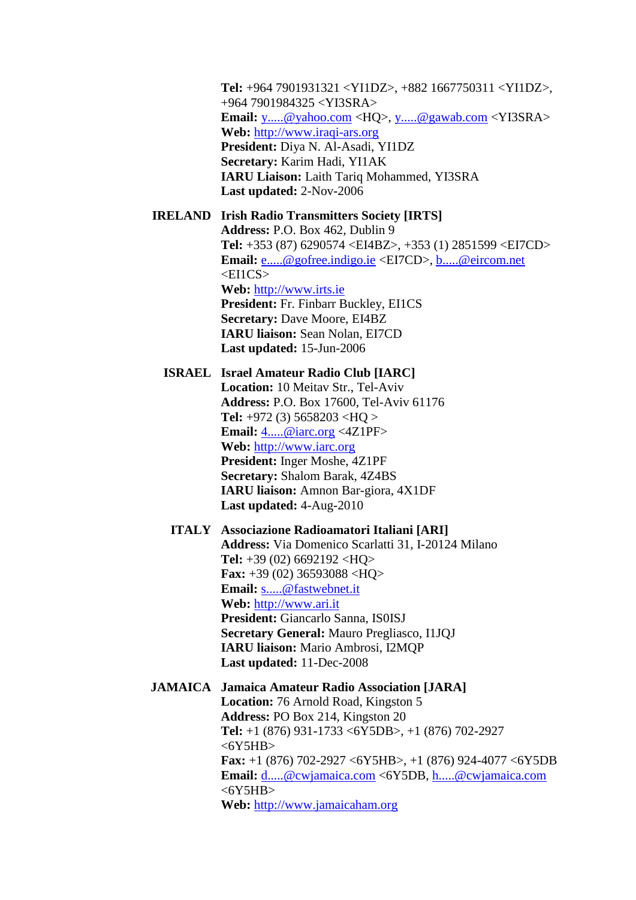**Tel:** +964 7901931321 <YI1DZ>, +882 1667750311 <YI1DZ>, +964 7901984325 <YI3SRA>
**Email:** y.....@yahoo.com <HQ>, y.....@gawab.com <YI3SRA>
**Web:** http://www.iraqi-ars.org
**President:** Diya N. Al-Asadi, YI1DZ
**Secretary:** Karim Hadi, YI1AK
**IARU Liaison:** Laith Tariq Mohammed, YI3SRA
**Last updated:** 2-Nov-2006

**IRELAND** **Irish Radio Transmitters Society [IRTS]**
**Address:** P.O. Box 462, Dublin 9
**Tel:** +353 (87) 6290574 <EI4BZ>, +353 (1) 2851599 <EI7CD>
**Email:** e.....@gofree.indigo.ie <EI7CD>, b.....@eircom.net <EI1CS>
**Web:** http://www.irts.ie
**President:** Fr. Finbarr Buckley, EI1CS
**Secretary:** Dave Moore, EI4BZ
**IARU liaison:** Sean Nolan, EI7CD
**Last updated:** 15-Jun-2006

**ISRAEL** **Israel Amateur Radio Club [IARC]**
**Location:** 10 Meitav Str., Tel-Aviv
**Address:** P.O. Box 17600, Tel-Aviv 61176
**Tel:** +972 (3) 5658203 <HQ >
**Email:** 4.....@iarc.org <4Z1PF>
**Web:** http://www.iarc.org
**President:** Inger Moshe, 4Z1PF
**Secretary:** Shalom Barak, 4Z4BS
**IARU liaison:** Amnon Bar-giora, 4X1DF
**Last updated:** 4-Aug-2010

**ITALY** **Associazione Radioamatori Italiani [ARI]**
**Address:** Via Domenico Scarlatti 31, I-20124 Milano
**Tel:** +39 (02) 6692192 <HQ>
**Fax:** +39 (02) 36593088 <HQ>
**Email:** s.....@fastwebnet.it
**Web:** http://www.ari.it
**President:** Giancarlo Sanna, IS0ISJ
**Secretary General:** Mauro Pregliasco, I1JQJ
**IARU liaison:** Mario Ambrosi, I2MQP
**Last updated:** 11-Dec-2008

**JAMAICA** **Jamaica Amateur Radio Association [JARA]**
**Location:** 76 Arnold Road, Kingston 5
**Address:** PO Box 214, Kingston 20
**Tel:** +1 (876) 931-1733 <6Y5DB>, +1 (876) 702-2927 <6Y5HB>
**Fax:** +1 (876) 702-2927 <6Y5HB>, +1 (876) 924-4077 <6Y5DB
**Email:** d.....@cwjamaica.com <6Y5DB, h.....@cwjamaica.com <6Y5HB>
**Web:** http://www.jamaicaham.org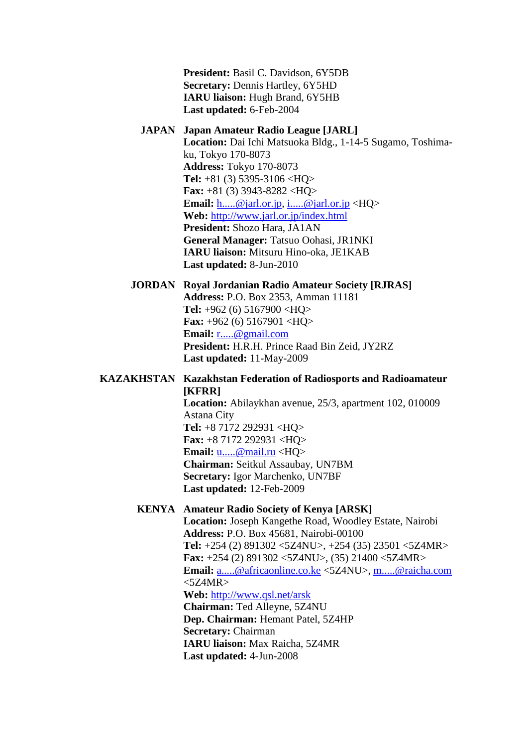**President:** Basil C. Davidson, 6Y5DB
**Secretary:** Dennis Hartley, 6Y5HD
**IARU liaison:** Hugh Brand, 6Y5HB
**Last updated:** 6-Feb-2004

**JAPAN** **Japan Amateur Radio League [JARL]**
**Location:** Dai Ichi Matsuoka Bldg., 1-14-5 Sugamo, Toshima-ku, Tokyo 170-8073
**Address:** Tokyo 170-8073
**Tel:** +81 (3) 5395-3106 <HQ>
**Fax:** +81 (3) 3943-8282 <HQ>
**Email:** h.....@jarl.or.jp, i.....@jarl.or.jp <HQ>
**Web:** http://www.jarl.or.jp/index.html
**President:** Shozo Hara, JA1AN
**General Manager:** Tatsuo Oohasi, JR1NKI
**IARU liaison:** Mitsuru Hino-oka, JE1KAB
**Last updated:** 8-Jun-2010

**JORDAN** **Royal Jordanian Radio Amateur Society [RJRAS]**
**Address:** P.O. Box 2353, Amman 11181
**Tel:** +962 (6) 5167900 <HQ>
**Fax:** +962 (6) 5167901 <HQ>
**Email:** r.....@gmail.com
**President:** H.R.H. Prince Raad Bin Zeid, JY2RZ
**Last updated:** 11-May-2009

**KAZAKHSTAN** **Kazakhstan Federation of Radiosports and Radioamateur [KFRR]**
**Location:** Abilaykhan avenue, 25/3, apartment 102, 010009 Astana City
**Tel:** +8 7172 292931 <HQ>
**Fax:** +8 7172 292931 <HQ>
**Email:** u.....@mail.ru <HQ>
**Chairman:** Seitkul Assaubay, UN7BM
**Secretary:** Igor Marchenko, UN7BF
**Last updated:** 12-Feb-2009

**KENYA** **Amateur Radio Society of Kenya [ARSK]**
**Location:** Joseph Kangethe Road, Woodley Estate, Nairobi
**Address:** P.O. Box 45681, Nairobi-00100
**Tel:** +254 (2) 891302 <5Z4NU>, +254 (35) 23501 <5Z4MR>
**Fax:** +254 (2) 891302 <5Z4NU>, (35) 21400 <5Z4MR>
**Email:** a.....@africaonline.co.ke <5Z4NU>, m.....@raicha.com <5Z4MR>
**Web:** http://www.qsl.net/arsk
**Chairman:** Ted Alleyne, 5Z4NU
**Dep. Chairman:** Hemant Patel, 5Z4HP
**Secretary:** Chairman
**IARU liaison:** Max Raicha, 5Z4MR
**Last updated:** 4-Jun-2008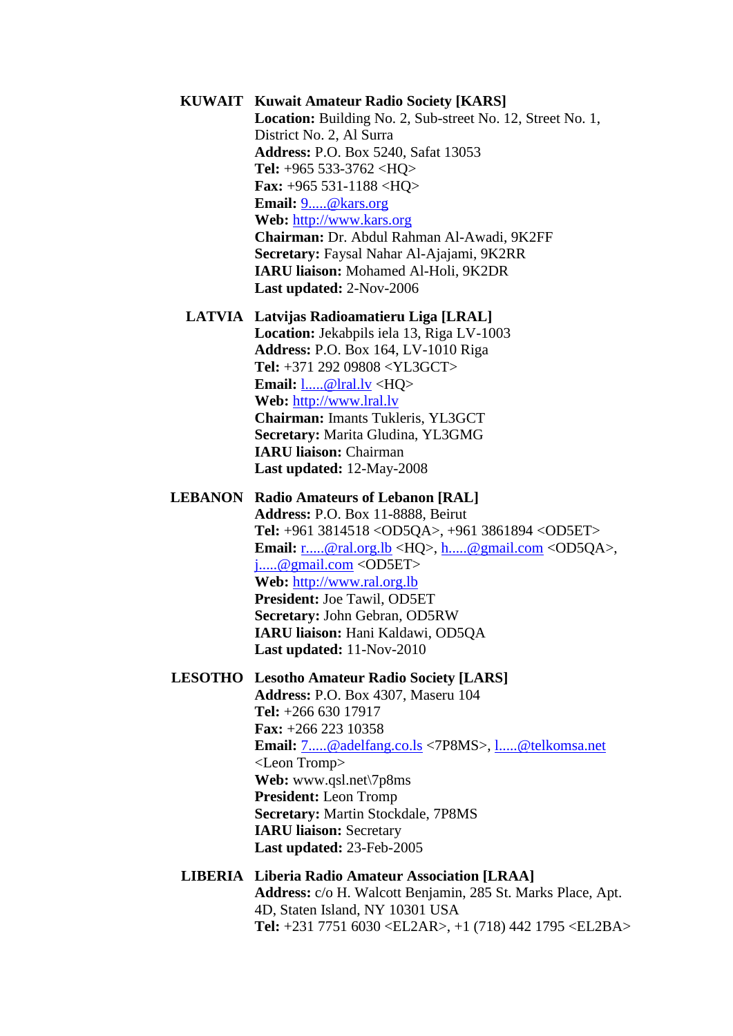**KUWAIT** **Kuwait Amateur Radio Society [KARS]**
**Location:** Building No. 2, Sub-street No. 12, Street No. 1, District No. 2, Al Surra
**Address:** P.O. Box 5240, Safat 13053
**Tel:** +965 533-3762 <HQ>
**Fax:** +965 531-1188 <HQ>
**Email:** 9.....@kars.org
**Web:** http://www.kars.org
**Chairman:** Dr. Abdul Rahman Al-Awadi, 9K2FF
**Secretary:** Faysal Nahar Al-Ajajami, 9K2RR
**IARU liaison:** Mohamed Al-Holi, 9K2DR
**Last updated:** 2-Nov-2006

**LATVIA** **Latvijas Radioamatieru Liga [LRAL]**
**Location:** Jekabpils iela 13, Riga LV-1003
**Address:** P.O. Box 164, LV-1010 Riga
**Tel:** +371 292 09808 <YL3GCT>
**Email:** l.....@lral.lv <HQ>
**Web:** http://www.lral.lv
**Chairman:** Imants Tukleris, YL3GCT
**Secretary:** Marita Gludina, YL3GMG
**IARU liaison:** Chairman
**Last updated:** 12-May-2008

**LEBANON** **Radio Amateurs of Lebanon [RAL]**
**Address:** P.O. Box 11-8888, Beirut
**Tel:** +961 3814518 <OD5QA>, +961 3861894 <OD5ET>
**Email:** r.....@ral.org.lb <HQ>, h.....@gmail.com <OD5QA>, j.....@gmail.com <OD5ET>
**Web:** http://www.ral.org.lb
**President:** Joe Tawil, OD5ET
**Secretary:** John Gebran, OD5RW
**IARU liaison:** Hani Kaldawi, OD5QA
**Last updated:** 11-Nov-2010

**LESOTHO** **Lesotho Amateur Radio Society [LARS]**
**Address:** P.O. Box 4307, Maseru 104
**Tel:** +266 630 17917
**Fax:** +266 223 10358
**Email:** 7.....@adelfang.co.ls <7P8MS>, l.....@telkomsa.net <Leon Tromp>
**Web:** www.qsl.net\7p8ms
**President:** Leon Tromp
**Secretary:** Martin Stockdale, 7P8MS
**IARU liaison:** Secretary
**Last updated:** 23-Feb-2005

**LIBERIA** **Liberia Radio Amateur Association [LRAA]**
**Address:** c/o H. Walcott Benjamin, 285 St. Marks Place, Apt. 4D, Staten Island, NY 10301 USA
**Tel:** +231 7751 6030 <EL2AR>, +1 (718) 442 1795 <EL2BA>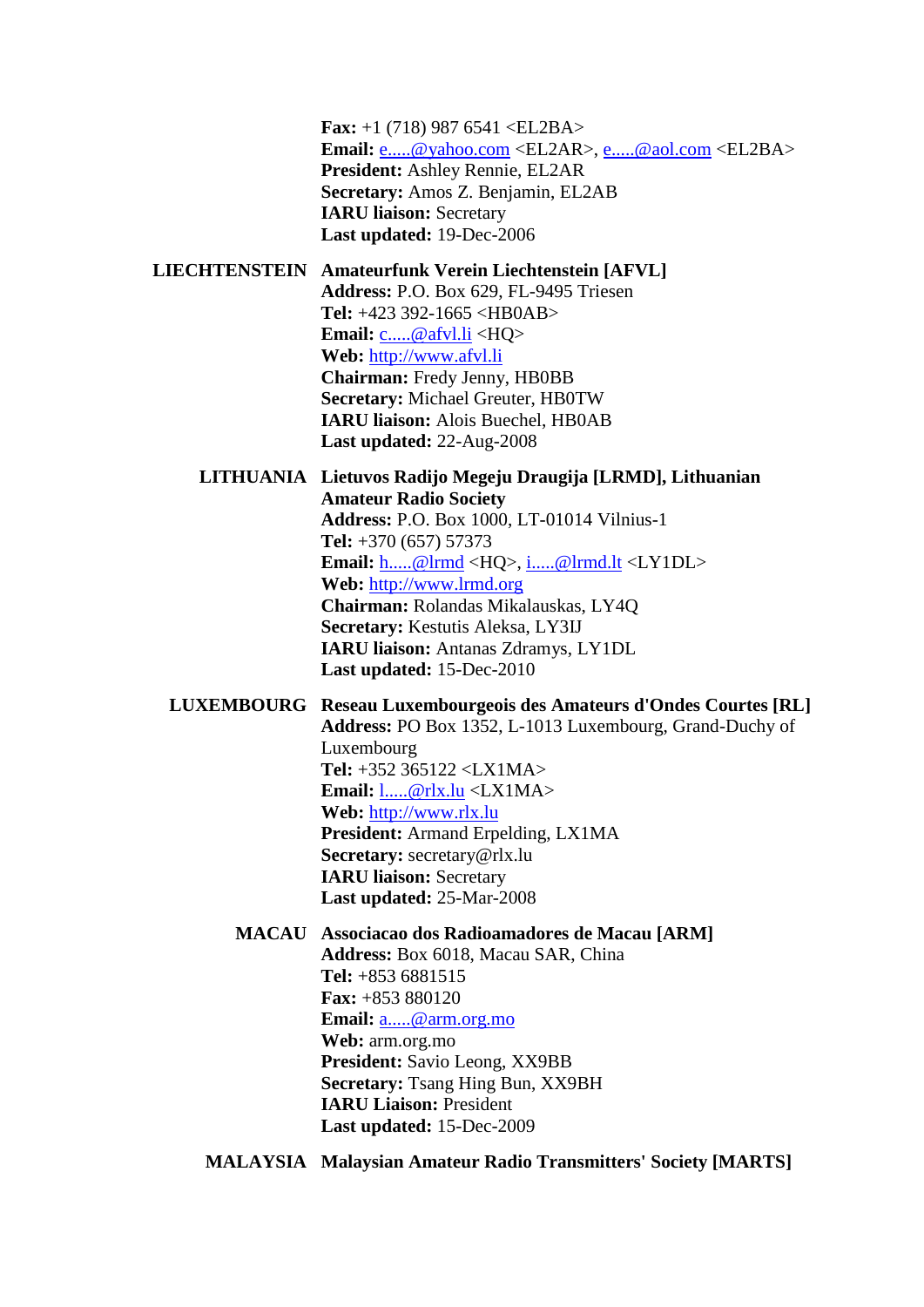**Fax:** +1 (718) 987 6541 <EL2BA>
**Email:** e.....@yahoo.com <EL2AR>, e.....@aol.com <EL2BA>
**President:** Ashley Rennie, EL2AR
**Secretary:** Amos Z. Benjamin, EL2AB
**IARU liaison:** Secretary
**Last updated:** 19-Dec-2006

**LIECHTENSTEIN** **Amateurfunk Verein Liechtenstein [AFVL]**
**Address:** P.O. Box 629, FL-9495 Triesen
**Tel:** +423 392-1665 <HB0AB>
**Email:** c.....@afvl.li <HQ>
**Web:** http://www.afvl.li
**Chairman:** Fredy Jenny, HB0BB
**Secretary:** Michael Greuter, HB0TW
**IARU liaison:** Alois Buechel, HB0AB
**Last updated:** 22-Aug-2008

**LITHUANIA** **Lietuvos Radijo Megeju Draugija [LRMD], Lithuanian Amateur Radio Society**
**Address:** P.O. Box 1000, LT-01014 Vilnius-1
**Tel:** +370 (657) 57373
**Email:** h.....@lrmd <HQ>, i.....@lrmd.lt <LY1DL>
**Web:** http://www.lrmd.org
**Chairman:** Rolandas Mikalauskas, LY4Q
**Secretary:** Kestutis Aleksa, LY3IJ
**IARU liaison:** Antanas Zdramys, LY1DL
**Last updated:** 15-Dec-2010

**LUXEMBOURG** **Reseau Luxembourgeois des Amateurs d'Ondes Courtes [RL]**
**Address:** PO Box 1352, L-1013 Luxembourg, Grand-Duchy of Luxembourg
**Tel:** +352 365122 <LX1MA>
**Email:** l.....@rlx.lu <LX1MA>
**Web:** http://www.rlx.lu
**President:** Armand Erpelding, LX1MA
**Secretary:** secretary@rlx.lu
**IARU liaison:** Secretary
**Last updated:** 25-Mar-2008

**MACAU** **Associacao dos Radioamadores de Macau [ARM]**
**Address:** Box 6018, Macau SAR, China
**Tel:** +853 6881515
**Fax:** +853 880120
**Email:** a.....@arm.org.mo
**Web:** arm.org.mo
**President:** Savio Leong, XX9BB
**Secretary:** Tsang Hing Bun, XX9BH
**IARU Liaison:** President
**Last updated:** 15-Dec-2009

**MALAYSIA** **Malaysian Amateur Radio Transmitters' Society [MARTS]**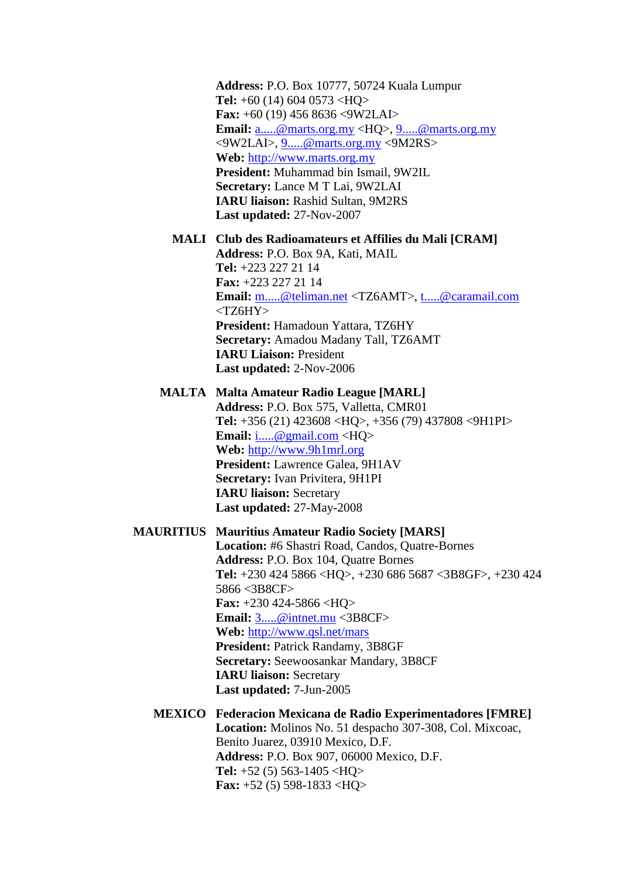**Address:** P.O. Box 10777, 50724 Kuala Lumpur
**Tel:** +60 (14) 604 0573 <HQ>
**Fax:** +60 (19) 456 8636 <9W2LAI>
**Email:** a.....@marts.org.my <HQ>, 9.....@marts.org.my <9W2LAI>, 9.....@marts.org.my <9M2RS>
**Web:** http://www.marts.org.my
**President:** Muhammad bin Ismail, 9W2IL
**Secretary:** Lance M T Lai, 9W2LAI
**IARU liaison:** Rashid Sultan, 9M2RS
**Last updated:** 27-Nov-2007

**MALI** **Club des Radioamateurs et Affilies du Mali [CRAM]**
**Address:** P.O. Box 9A, Kati, MAIL
**Tel:** +223 227 21 14
**Fax:** +223 227 21 14
**Email:** m.....@teliman.net <TZ6AMT>, t.....@caramail.com <TZ6HY>
**President:** Hamadoun Yattara, TZ6HY
**Secretary:** Amadou Madany Tall, TZ6AMT
**IARU Liaison:** President
**Last updated:** 2-Nov-2006

**MALTA** **Malta Amateur Radio League [MARL]**
**Address:** P.O. Box 575, Valletta, CMR01
**Tel:** +356 (21) 423608 <HQ>, +356 (79) 437808 <9H1PI>
**Email:** i.....@gmail.com <HQ>
**Web:** http://www.9h1mrl.org
**President:** Lawrence Galea, 9H1AV
**Secretary:** Ivan Privitera, 9H1PI
**IARU liaison:** Secretary
**Last updated:** 27-May-2008

**MAURITIUS** **Mauritius Amateur Radio Society [MARS]**
**Location:** #6 Shastri Road, Candos, Quatre-Bornes
**Address:** P.O. Box 104, Quatre Bornes
**Tel:** +230 424 5866 <HQ>, +230 686 5687 <3B8GF>, +230 424 5866 <3B8CF>
**Fax:** +230 424-5866 <HQ>
**Email:** 3.....@intnet.mu <3B8CF>
**Web:** http://www.qsl.net/mars
**President:** Patrick Randamy, 3B8GF
**Secretary:** Seewoosankar Mandary, 3B8CF
**IARU liaison:** Secretary
**Last updated:** 7-Jun-2005

**MEXICO** **Federacion Mexicana de Radio Experimentadores [FMRE]**
**Location:** Molinos No. 51 despacho 307-308, Col. Mixcoac, Benito Juarez, 03910 Mexico, D.F.
**Address:** P.O. Box 907, 06000 Mexico, D.F.
**Tel:** +52 (5) 563-1405 <HQ>
**Fax:** +52 (5) 598-1833 <HQ>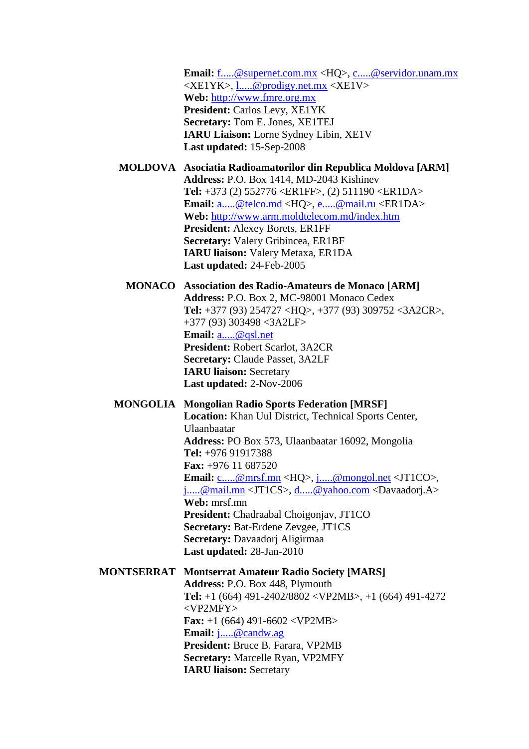**Email:** f.....@supernet.com.mx <HQ>, c.....@servidor.unam.mx <XE1YK>, l.....@prodigy.net.mx <XE1V>
**Web:** http://www.fmre.org.mx
**President:** Carlos Levy, XE1YK
**Secretary:** Tom E. Jones, XE1TEJ
**IARU Liaison:** Lorne Sydney Libin, XE1V
**Last updated:** 15-Sep-2008

**MOLDOVA** **Asociatia Radioamatorilor din Republica Moldova [ARM]**
**Address:** P.O. Box 1414, MD-2043 Kishinev
**Tel:** +373 (2) 552776 <ER1FF>, (2) 511190 <ER1DA>
**Email:** a.....@telco.md <HQ>, e.....@mail.ru <ER1DA>
**Web:** http://www.arm.moldtelecom.md/index.htm
**President:** Alexey Borets, ER1FF
**Secretary:** Valery Gribincea, ER1BF
**IARU liaison:** Valery Metaxa, ER1DA
**Last updated:** 24-Feb-2005

**MONACO** **Association des Radio-Amateurs de Monaco [ARM]**
**Address:** P.O. Box 2, MC-98001 Monaco Cedex
**Tel:** +377 (93) 254727 <HQ>, +377 (93) 309752 <3A2CR>, +377 (93) 303498 <3A2LF>
**Email:** a.....@qsl.net
**President:** Robert Scarlot, 3A2CR
**Secretary:** Claude Passet, 3A2LF
**IARU liaison:** Secretary
**Last updated:** 2-Nov-2006

**MONGOLIA** **Mongolian Radio Sports Federation [MRSF]**
**Location:** Khan Uul District, Technical Sports Center, Ulaanbaatar
**Address:** PO Box 573, Ulaanbaatar 16092, Mongolia
**Tel:** +976 91917388
**Fax:** +976 11 687520
**Email:** c.....@mrsf.mn <HQ>, j.....@mongol.net <JT1CO>, j.....@mail.mn <JT1CS>, d.....@yahoo.com <Davaadorj.A>
**Web:** mrsf.mn
**President:** Chadraabal Choigonjav, JT1CO
**Secretary:** Bat-Erdene Zevgee, JT1CS
**Secretary:** Davaadorj Aligirmaa
**Last updated:** 28-Jan-2010

**MONTSERRAT** **Montserrat Amateur Radio Society [MARS]**
**Address:** P.O. Box 448, Plymouth
**Tel:** +1 (664) 491-2402/8802 <VP2MB>, +1 (664) 491-4272 <VP2MFY>
**Fax:** +1 (664) 491-6602 <VP2MB>
**Email:** j.....@candw.ag
**President:** Bruce B. Farara, VP2MB
**Secretary:** Marcelle Ryan, VP2MFY
**IARU liaison:** Secretary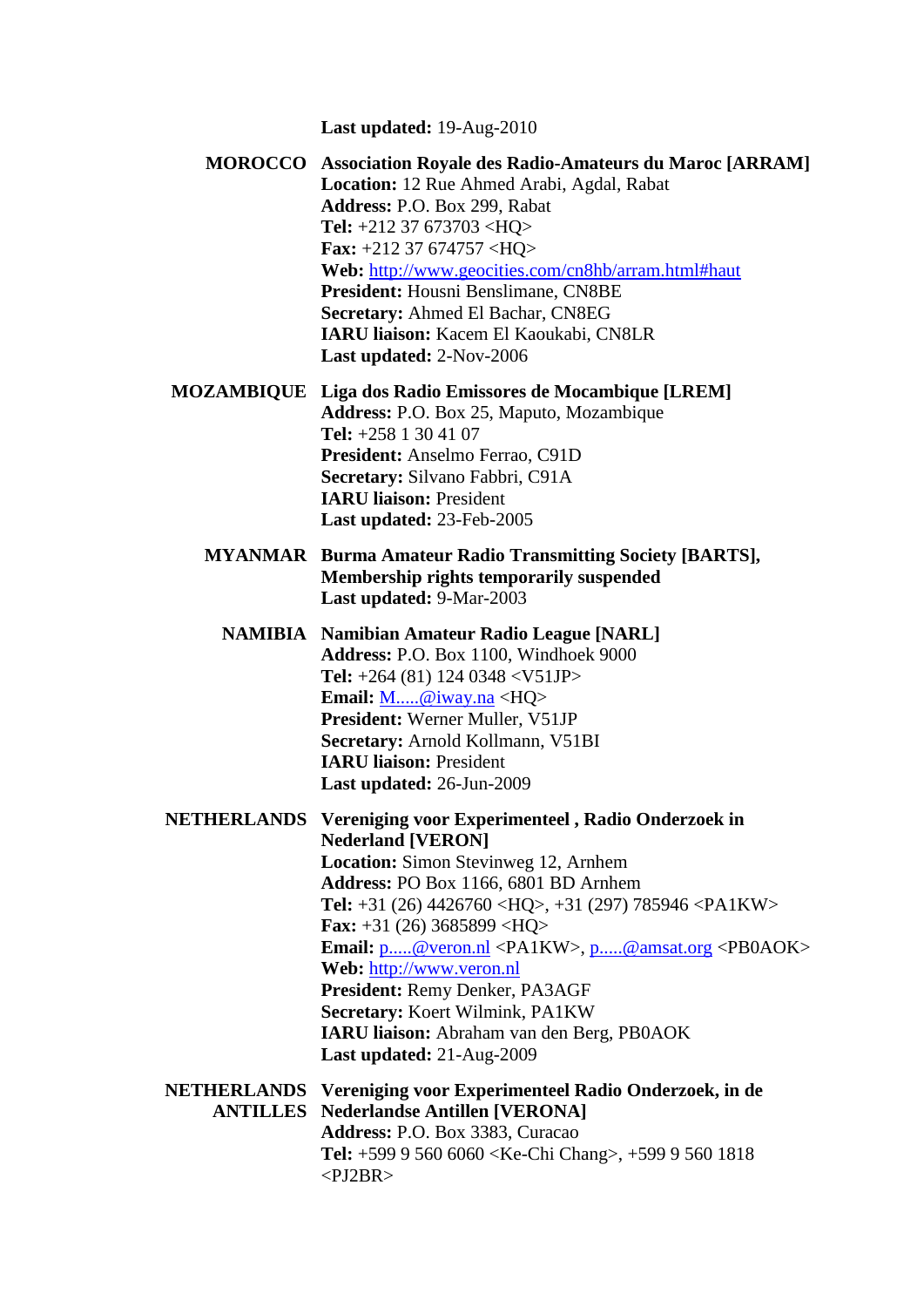**Last updated:** 19-Aug-2010

**MOROCCO** **Association Royale des Radio-Amateurs du Maroc [ARRAM]**
**Location:** 12 Rue Ahmed Arabi, Agdal, Rabat
**Address:** P.O. Box 299, Rabat
**Tel:** +212 37 673703 <HQ>
**Fax:** +212 37 674757 <HQ>
**Web:** http://www.geocities.com/cn8hb/arram.html#haut
**President:** Housni Benslimane, CN8BE
**Secretary:** Ahmed El Bachar, CN8EG
**IARU liaison:** Kacem El Kaoukabi, CN8LR
**Last updated:** 2-Nov-2006

**MOZAMBIQUE** **Liga dos Radio Emissores de Mocambique [LREM]**
**Address:** P.O. Box 25, Maputo, Mozambique
**Tel:** +258 1 30 41 07
**President:** Anselmo Ferrao, C91D
**Secretary:** Silvano Fabbri, C91A
**IARU liaison:** President
**Last updated:** 23-Feb-2005

**MYANMAR** **Burma Amateur Radio Transmitting Society [BARTS], Membership rights temporarily suspended**
**Last updated:** 9-Mar-2003

**NAMIBIA** **Namibian Amateur Radio League [NARL]**
**Address:** P.O. Box 1100, Windhoek 9000
**Tel:** +264 (81) 124 0348 <V51JP>
**Email:** M.....@iway.na <HQ>
**President:** Werner Muller, V51JP
**Secretary:** Arnold Kollmann, V51BI
**IARU liaison:** President
**Last updated:** 26-Jun-2009

**NETHERLANDS** **Vereniging voor Experimenteel , Radio Onderzoek in Nederland [VERON]**
**Location:** Simon Stevinweg 12, Arnhem
**Address:** PO Box 1166, 6801 BD Arnhem
**Tel:** +31 (26) 4426760 <HQ>, +31 (297) 785946 <PA1KW>
**Fax:** +31 (26) 3685899 <HQ>
**Email:** p.....@veron.nl <PA1KW>, p.....@amsat.org <PB0AOK>
**Web:** http://www.veron.nl
**President:** Remy Denker, PA3AGF
**Secretary:** Koert Wilmink, PA1KW
**IARU liaison:** Abraham van den Berg, PB0AOK
**Last updated:** 21-Aug-2009

**NETHERLANDS ANTILLES** **Vereniging voor Experimenteel Radio Onderzoek, in de Nederlandse Antillen [VERONA]**
**Address:** P.O. Box 3383, Curacao
**Tel:** +599 9 560 6060 <Ke-Chi Chang>, +599 9 560 1818 <PJ2BR>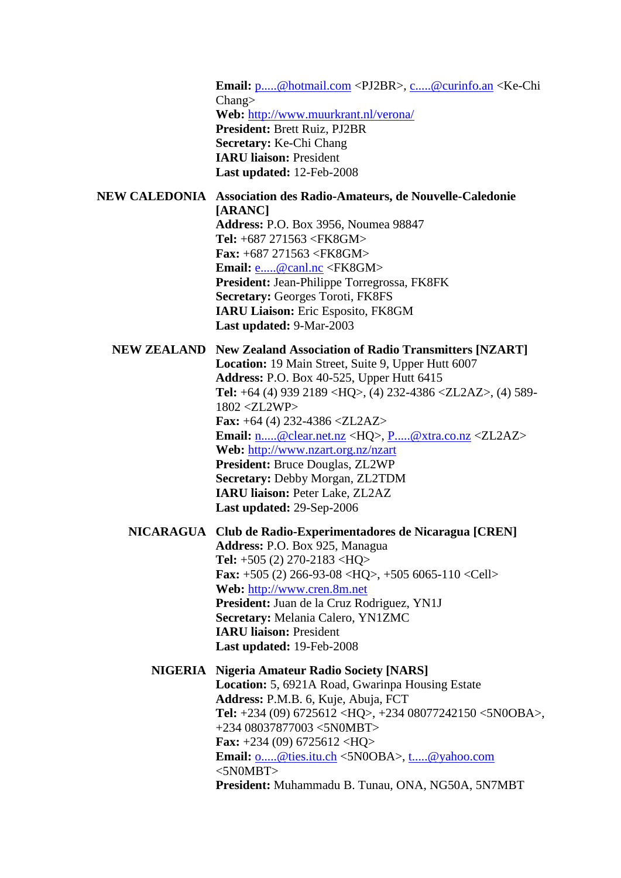**Email:** p.....@hotmail.com <PJ2BR>, c.....@curinfo.an <Ke-Chi Chang>
**Web:** http://www.muurkrant.nl/verona/
**President:** Brett Ruiz, PJ2BR
**Secretary:** Ke-Chi Chang
**IARU liaison:** President
**Last updated:** 12-Feb-2008

**NEW CALEDONIA** **Association des Radio-Amateurs, de Nouvelle-Caledonie [ARANC]**
**Address:** P.O. Box 3956, Noumea 98847
**Tel:** +687 271563 <FK8GM>
**Fax:** +687 271563 <FK8GM>
**Email:** e.....@canl.nc <FK8GM>
**President:** Jean-Philippe Torregrossa, FK8FK
**Secretary:** Georges Toroti, FK8FS
**IARU Liaison:** Eric Esposito, FK8GM
**Last updated:** 9-Mar-2003

**NEW ZEALAND** **New Zealand Association of Radio Transmitters [NZART]**
**Location:** 19 Main Street, Suite 9, Upper Hutt 6007
**Address:** P.O. Box 40-525, Upper Hutt 6415
**Tel:** +64 (4) 939 2189 <HQ>, (4) 232-4386 <ZL2AZ>, (4) 589-1802 <ZL2WP>
**Fax:** +64 (4) 232-4386 <ZL2AZ>
**Email:** n.....@clear.net.nz <HQ>, P.....@xtra.co.nz <ZL2AZ>
**Web:** http://www.nzart.org.nz/nzart
**President:** Bruce Douglas, ZL2WP
**Secretary:** Debby Morgan, ZL2TDM
**IARU liaison:** Peter Lake, ZL2AZ
**Last updated:** 29-Sep-2006

**NICARAGUA** **Club de Radio-Experimentadores de Nicaragua [CREN]**
**Address:** P.O. Box 925, Managua
**Tel:** +505 (2) 270-2183 <HQ>
**Fax:** +505 (2) 266-93-08 <HQ>, +505 6065-110 <Cell>
**Web:** http://www.cren.8m.net
**President:** Juan de la Cruz Rodriguez, YN1J
**Secretary:** Melania Calero, YN1ZMC
**IARU liaison:** President
**Last updated:** 19-Feb-2008

**NIGERIA** **Nigeria Amateur Radio Society [NARS]**
**Location:** 5, 6921A Road, Gwarinpa Housing Estate
**Address:** P.M.B. 6, Kuje, Abuja, FCT
**Tel:** +234 (09) 6725612 <HQ>, +234 08077242150 <5N0OBA>, +234 08037877003 <5N0MBT>
**Fax:** +234 (09) 6725612 <HQ>
**Email:** o.....@ties.itu.ch <5N0OBA>, t.....@yahoo.com <5N0MBT>
**President:** Muhammadu B. Tunau, ONA, NG50A, 5N7MBT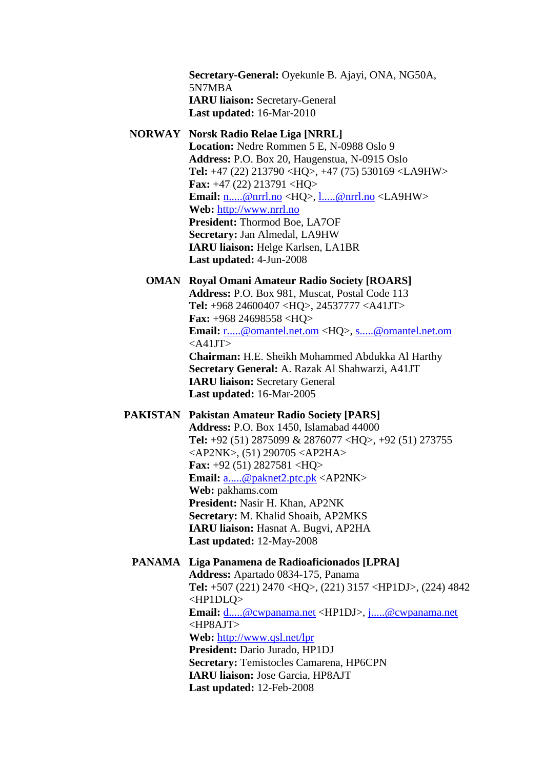**Secretary-General:** Oyekunle B. Ajayi, ONA, NG50A, 5N7MBA
**IARU liaison:** Secretary-General
**Last updated:** 16-Mar-2010

**NORWAY** **Norsk Radio Relae Liga [NRRL]**
**Location:** Nedre Rommen 5 E, N-0988 Oslo 9
**Address:** P.O. Box 20, Haugenstua, N-0915 Oslo
**Tel:** +47 (22) 213790 <HQ>, +47 (75) 530169 <LA9HW>
**Fax:** +47 (22) 213791 <HQ>
**Email:** n.....@nrrl.no <HQ>, l.....@nrrl.no <LA9HW>
**Web:** http://www.nrrl.no
**President:** Thormod Boe, LA7OF
**Secretary:** Jan Almedal, LA9HW
**IARU liaison:** Helge Karlsen, LA1BR
**Last updated:** 4-Jun-2008

**OMAN** **Royal Omani Amateur Radio Society [ROARS]**
**Address:** P.O. Box 981, Muscat, Postal Code 113
**Tel:** +968 24600407 <HQ>, 24537777 <A41JT>
**Fax:** +968 24698558 <HQ>
**Email:** r.....@omantel.net.om <HQ>, s.....@omantel.net.om <A41JT>
**Chairman:** H.E. Sheikh Mohammed Abdukka Al Harthy
**Secretary General:** A. Razak Al Shahwarzi, A41JT
**IARU liaison:** Secretary General
**Last updated:** 16-Mar-2005

**PAKISTAN** **Pakistan Amateur Radio Society [PARS]**
**Address:** P.O. Box 1450, Islamabad 44000
**Tel:** +92 (51) 2875099 & 2876077 <HQ>, +92 (51) 273755 <AP2NK>, (51) 290705 <AP2HA>
**Fax:** +92 (51) 2827581 <HQ>
**Email:** a.....@paknet2.ptc.pk <AP2NK>
**Web:** pakhams.com
**President:** Nasir H. Khan, AP2NK
**Secretary:** M. Khalid Shoaib, AP2MKS
**IARU liaison:** Hasnat A. Bugvi, AP2HA
**Last updated:** 12-May-2008

**PANAMA** **Liga Panamena de Radioaficionados [LPRA]**
**Address:** Apartado 0834-175, Panama
**Tel:** +507 (221) 2470 <HQ>, (221) 3157 <HP1DJ>, (224) 4842 <HP1DLQ>
**Email:** d.....@cwpanama.net <HP1DJ>, j.....@cwpanama.net <HP8AJT>
**Web:** http://www.qsl.net/lpr
**President:** Dario Jurado, HP1DJ
**Secretary:** Temistocles Camarena, HP6CPN
**IARU liaison:** Jose Garcia, HP8AJT
**Last updated:** 12-Feb-2008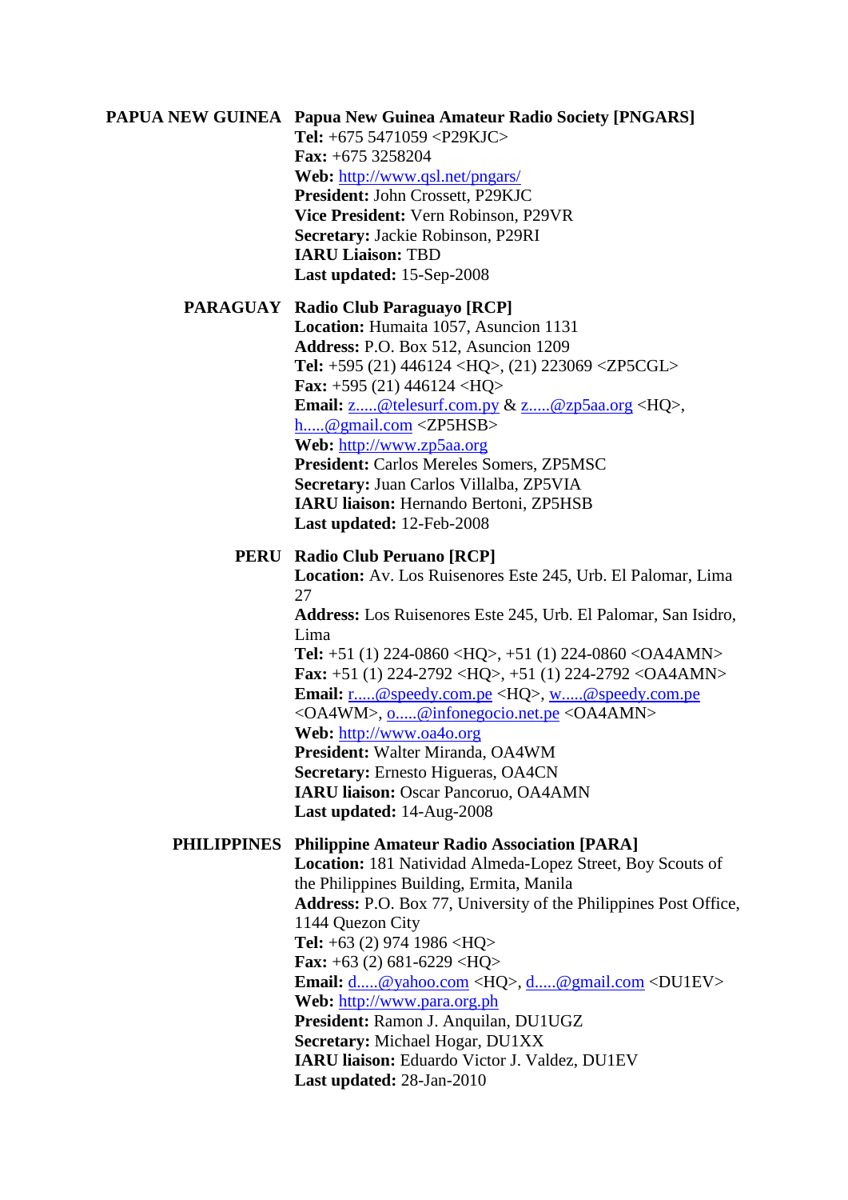**PAPUA NEW GUINEA** **Papua New Guinea Amateur Radio Society [PNGARS]**
**Tel:** +675 5471059 <P29KJC>
**Fax:** +675 3258204
**Web:** http://www.qsl.net/pngars/
**President:** John Crossett, P29KJC
**Vice President:** Vern Robinson, P29VR
**Secretary:** Jackie Robinson, P29RI
**IARU Liaison:** TBD
**Last updated:** 15-Sep-2008

**PARAGUAY** **Radio Club Paraguayo [RCP]**
**Location:** Humaita 1057, Asuncion 1131
**Address:** P.O. Box 512, Asuncion 1209
**Tel:** +595 (21) 446124 <HQ>, (21) 223069 <ZP5CGL>
**Fax:** +595 (21) 446124 <HQ>
**Email:** z.....@telesurf.com.py & z.....@zp5aa.org <HQ>, h.....@gmail.com <ZP5HSB>
**Web:** http://www.zp5aa.org
**President:** Carlos Mereles Somers, ZP5MSC
**Secretary:** Juan Carlos Villalba, ZP5VIA
**IARU liaison:** Hernando Bertoni, ZP5HSB
**Last updated:** 12-Feb-2008

**PERU** **Radio Club Peruano [RCP]**
**Location:** Av. Los Ruisenores Este 245, Urb. El Palomar, Lima 27
**Address:** Los Ruisenores Este 245, Urb. El Palomar, San Isidro, Lima
**Tel:** +51 (1) 224-0860 <HQ>, +51 (1) 224-0860 <OA4AMN>
**Fax:** +51 (1) 224-2792 <HQ>, +51 (1) 224-2792 <OA4AMN>
**Email:** r.....@speedy.com.pe <HQ>, w.....@speedy.com.pe <OA4WM>, o.....@infonegocio.net.pe <OA4AMN>
**Web:** http://www.oa4o.org
**President:** Walter Miranda, OA4WM
**Secretary:** Ernesto Higueras, OA4CN
**IARU liaison:** Oscar Pancoruo, OA4AMN
**Last updated:** 14-Aug-2008

**PHILIPPINES** **Philippine Amateur Radio Association [PARA]**
**Location:** 181 Natividad Almeda-Lopez Street, Boy Scouts of the Philippines Building, Ermita, Manila
**Address:** P.O. Box 77, University of the Philippines Post Office, 1144 Quezon City
**Tel:** +63 (2) 974 1986 <HQ>
**Fax:** +63 (2) 681-6229 <HQ>
**Email:** d.....@yahoo.com <HQ>, d.....@gmail.com <DU1EV>
**Web:** http://www.para.org.ph
**President:** Ramon J. Anquilan, DU1UGZ
**Secretary:** Michael Hogar, DU1XX
**IARU liaison:** Eduardo Victor J. Valdez, DU1EV
**Last updated:** 28-Jan-2010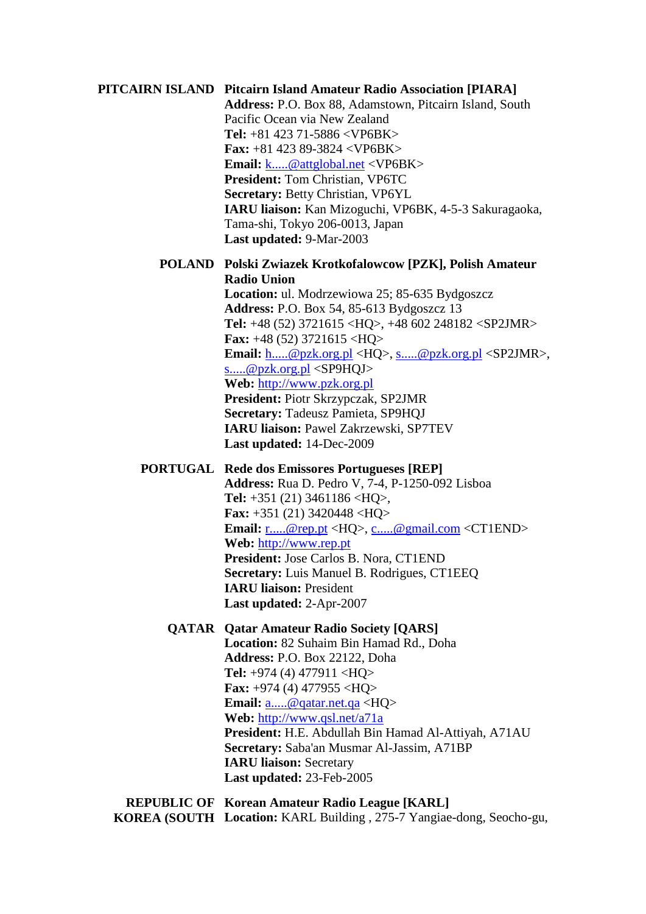**PITCAIRN ISLAND** **Pitcairn Island Amateur Radio Association [PIARA]**
**Address:** P.O. Box 88, Adamstown, Pitcairn Island, South Pacific Ocean via New Zealand
**Tel:** +81 423 71-5886 <VP6BK>
**Fax:** +81 423 89-3824 <VP6BK>
**Email:** k.....@attglobal.net <VP6BK>
**President:** Tom Christian, VP6TC
**Secretary:** Betty Christian, VP6YL
**IARU liaison:** Kan Mizoguchi, VP6BK, 4-5-3 Sakuragaoka, Tama-shi, Tokyo 206-0013, Japan
**Last updated:** 9-Mar-2003

**POLAND** **Polski Zwiazek Krotkofalowcow [PZK], Polish Amateur Radio Union**
**Location:** ul. Modrzewiowa 25; 85-635 Bydgoszcz
**Address:** P.O. Box 54, 85-613 Bydgoszcz 13
**Tel:** +48 (52) 3721615 <HQ>, +48 602 248182 <SP2JMR>
**Fax:** +48 (52) 3721615 <HQ>
**Email:** h.....@pzk.org.pl <HQ>, s.....@pzk.org.pl <SP2JMR>, s.....@pzk.org.pl <SP9HQJ>
**Web:** http://www.pzk.org.pl
**President:** Piotr Skrzypczak, SP2JMR
**Secretary:** Tadeusz Pamieta, SP9HQJ
**IARU liaison:** Pawel Zakrzewski, SP7TEV
**Last updated:** 14-Dec-2009

**PORTUGAL** **Rede dos Emissores Portugueses [REP]**
**Address:** Rua D. Pedro V, 7-4, P-1250-092 Lisboa
**Tel:** +351 (21) 3461186 <HQ>,
**Fax:** +351 (21) 3420448 <HQ>
**Email:** r.....@rep.pt <HQ>, c.....@gmail.com <CT1END>
**Web:** http://www.rep.pt
**President:** Jose Carlos B. Nora, CT1END
**Secretary:** Luis Manuel B. Rodrigues, CT1EEQ
**IARU liaison:** President
**Last updated:** 2-Apr-2007

**QATAR** **Qatar Amateur Radio Society [QARS]**
**Location:** 82 Suhaim Bin Hamad Rd., Doha
**Address:** P.O. Box 22122, Doha
**Tel:** +974 (4) 477911 <HQ>
**Fax:** +974 (4) 477955 <HQ>
**Email:** a.....@qatar.net.qa <HQ>
**Web:** http://www.qsl.net/a71a
**President:** H.E. Abdullah Bin Hamad Al-Attiyah, A71AU
**Secretary:** Saba'an Musmar Al-Jassim, A71BP
**IARU liaison:** Secretary
**Last updated:** 23-Feb-2005

**REPUBLIC OF KOREA (SOUTH** **Korean Amateur Radio League [KARL]**
**Location:** KARL Building , 275-7 Yangiae-dong, Seocho-gu,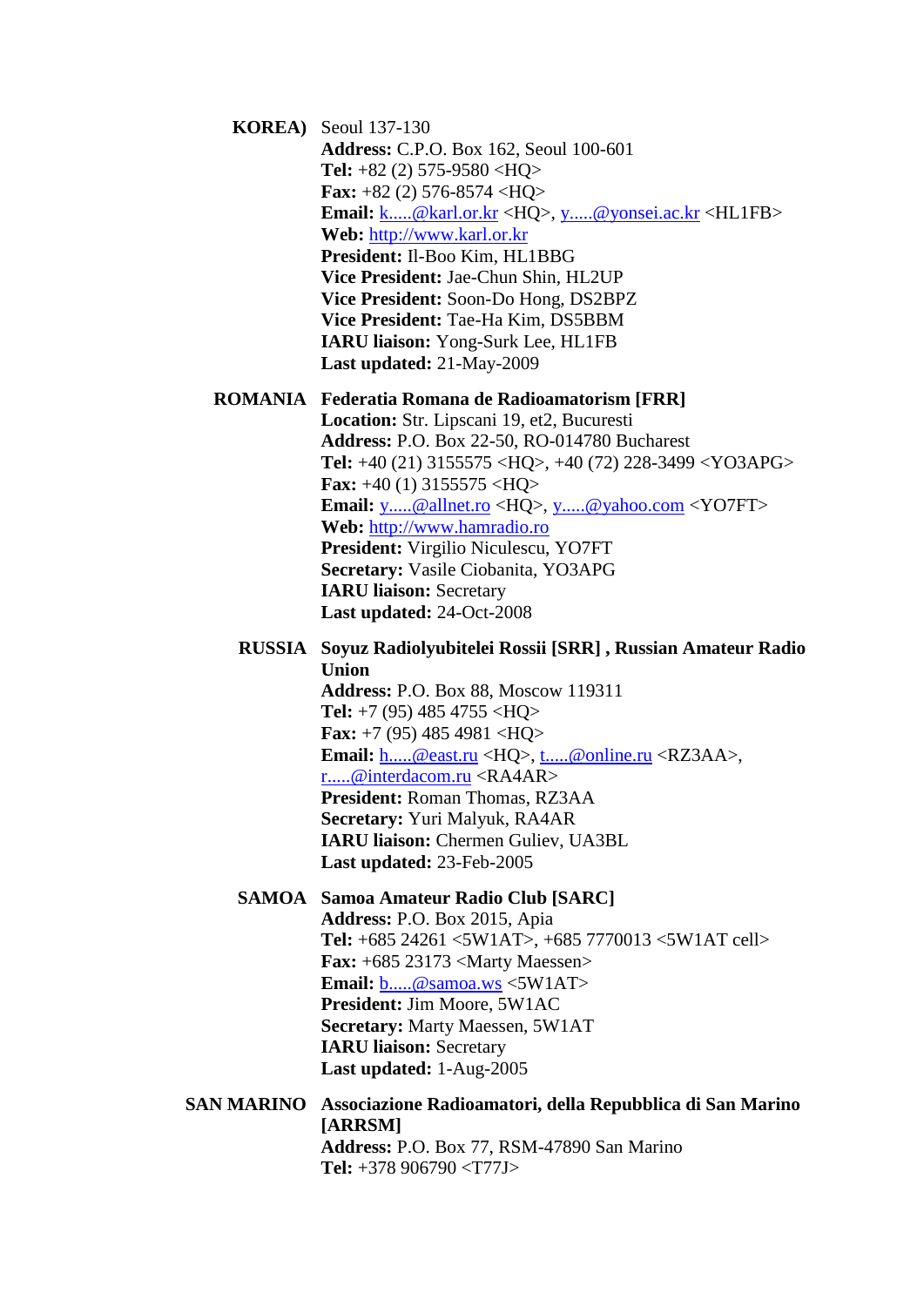**KOREA)** Seoul 137-130
**Address:** C.P.O. Box 162, Seoul 100-601
**Tel:** +82 (2) 575-9580 <HQ>
**Fax:** +82 (2) 576-8574 <HQ>
**Email:** k.....@karl.or.kr <HQ>, y.....@yonsei.ac.kr <HL1FB>
**Web:** http://www.karl.or.kr
**President:** Il-Boo Kim, HL1BBG
**Vice President:** Jae-Chun Shin, HL2UP
**Vice President:** Soon-Do Hong, DS2BPZ
**Vice President:** Tae-Ha Kim, DS5BBM
**IARU liaison:** Yong-Surk Lee, HL1FB
**Last updated:** 21-May-2009

**ROMANIA** **Federatia Romana de Radioamatorism [FRR]**
**Location:** Str. Lipscani 19, et2, Bucuresti
**Address:** P.O. Box 22-50, RO-014780 Bucharest
**Tel:** +40 (21) 3155575 <HQ>, +40 (72) 228-3499 <YO3APG>
**Fax:** +40 (1) 3155575 <HQ>
**Email:** y.....@allnet.ro <HQ>, y.....@yahoo.com <YO7FT>
**Web:** http://www.hamradio.ro
**President:** Virgilio Niculescu, YO7FT
**Secretary:** Vasile Ciobanita, YO3APG
**IARU liaison:** Secretary
**Last updated:** 24-Oct-2008

**RUSSIA** **Soyuz Radiolyubitelei Rossii [SRR] , Russian Amateur Radio Union**
**Address:** P.O. Box 88, Moscow 119311
**Tel:** +7 (95) 485 4755 <HQ>
**Fax:** +7 (95) 485 4981 <HQ>
**Email:** h.....@east.ru <HQ>, t.....@online.ru <RZ3AA>, r.....@interdacom.ru <RA4AR>
**President:** Roman Thomas, RZ3AA
**Secretary:** Yuri Malyuk, RA4AR
**IARU liaison:** Chermen Guliev, UA3BL
**Last updated:** 23-Feb-2005

**SAMOA** **Samoa Amateur Radio Club [SARC]**
**Address:** P.O. Box 2015, Apia
**Tel:** +685 24261 <5W1AT>, +685 7770013 <5W1AT cell>
**Fax:** +685 23173 <Marty Maessen>
**Email:** b.....@samoa.ws <5W1AT>
**President:** Jim Moore, 5W1AC
**Secretary:** Marty Maessen, 5W1AT
**IARU liaison:** Secretary
**Last updated:** 1-Aug-2005

**SAN MARINO** **Associazione Radioamatori, della Repubblica di San Marino [ARRSM]**
**Address:** P.O. Box 77, RSM-47890 San Marino
**Tel:** +378 906790 <T77J>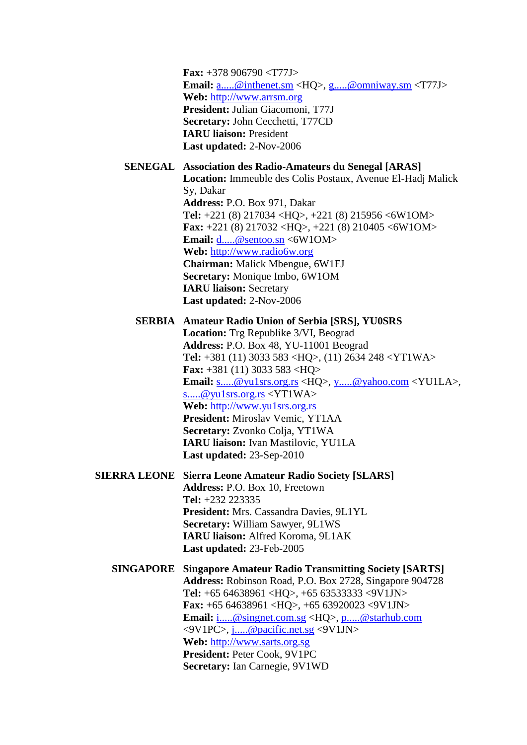**Fax:** +378 906790 <T77J>
**Email:** a.....@inthenet.sm <HQ>, g.....@omniway.sm <T77J>
**Web:** http://www.arrsm.org
**President:** Julian Giacomoni, T77J
**Secretary:** John Cecchetti, T77CD
**IARU liaison:** President
**Last updated:** 2-Nov-2006

**SENEGAL** **Association des Radio-Amateurs du Senegal [ARAS]**
**Location:** Immeuble des Colis Postaux, Avenue El-Hadj Malick Sy, Dakar
**Address:** P.O. Box 971, Dakar
**Tel:** +221 (8) 217034 <HQ>, +221 (8) 215956 <6W1OM>
**Fax:** +221 (8) 217032 <HQ>, +221 (8) 210405 <6W1OM>
**Email:** d.....@sentoo.sn <6W1OM>
**Web:** http://www.radio6w.org
**Chairman:** Malick Mbengue, 6W1FJ
**Secretary:** Monique Imbo, 6W1OM
**IARU liaison:** Secretary
**Last updated:** 2-Nov-2006

**SERBIA** **Amateur Radio Union of Serbia [SRS], YU0SRS**
**Location:** Trg Republike 3/VI, Beograd
**Address:** P.O. Box 48, YU-11001 Beograd
**Tel:** +381 (11) 3033 583 <HQ>, (11) 2634 248 <YT1WA>
**Fax:** +381 (11) 3033 583 <HQ>
**Email:** s.....@yu1srs.org.rs <HQ>, y.....@yahoo.com <YU1LA>, s.....@yu1srs.org.rs <YT1WA>
**Web:** http://www.yu1srs.org.rs
**President:** Miroslav Vemic, YT1AA
**Secretary:** Zvonko Colja, YT1WA
**IARU liaison:** Ivan Mastilovic, YU1LA
**Last updated:** 23-Sep-2010

**SIERRA LEONE** **Sierra Leone Amateur Radio Society [SLARS]**
**Address:** P.O. Box 10, Freetown
**Tel:** +232 223335
**President:** Mrs. Cassandra Davies, 9L1YL
**Secretary:** William Sawyer, 9L1WS
**IARU liaison:** Alfred Koroma, 9L1AK
**Last updated:** 23-Feb-2005

**SINGAPORE** **Singapore Amateur Radio Transmitting Society [SARTS]**
**Address:** Robinson Road, P.O. Box 2728, Singapore 904728
**Tel:** +65 64638961 <HQ>, +65 63533333 <9V1JN>
**Fax:** +65 64638961 <HQ>, +65 63920023 <9V1JN>
**Email:** i.....@singnet.com.sg <HQ>, p.....@starhub.com <9V1PC>, j.....@pacific.net.sg <9V1JN>
**Web:** http://www.sarts.org.sg
**President:** Peter Cook, 9V1PC
**Secretary:** Ian Carnegie, 9V1WD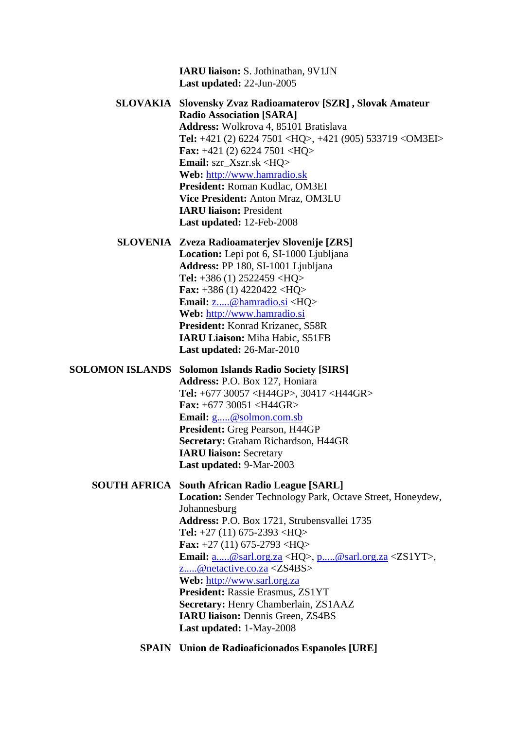**IARU liaison:** S. Jothinathan, 9V1JN
**Last updated:** 22-Jun-2005

**SLOVAKIA** **Slovensky Zvaz Radioamaterov [SZR] , Slovak Amateur Radio Association [SARA]**
**Address:** Wolkrova 4, 85101 Bratislava
**Tel:** +421 (2) 6224 7501 <HQ>, +421 (905) 533719 <OM3EI>
**Fax:** +421 (2) 6224 7501 <HQ>
**Email:** szr_Xszr.sk <HQ>
**Web:** http://www.hamradio.sk
**President:** Roman Kudlac, OM3EI
**Vice President:** Anton Mraz, OM3LU
**IARU liaison:** President
**Last updated:** 12-Feb-2008

**SLOVENIA** **Zveza Radioamaterjev Slovenije [ZRS]**
**Location:** Lepi pot 6, SI-1000 Ljubljana
**Address:** PP 180, SI-1001 Ljubljana
**Tel:** +386 (1) 2522459 <HQ>
**Fax:** +386 (1) 4220422 <HQ>
**Email:** z.....@hamradio.si <HQ>
**Web:** http://www.hamradio.si
**President:** Konrad Krizanec, S58R
**IARU Liaison:** Miha Habic, S51FB
**Last updated:** 26-Mar-2010

**SOLOMON ISLANDS** **Solomon Islands Radio Society [SIRS]**
**Address:** P.O. Box 127, Honiara
**Tel:** +677 30057 <H44GP>, 30417 <H44GR>
**Fax:** +677 30051 <H44GR>
**Email:** g.....@solmon.com.sb
**President:** Greg Pearson, H44GP
**Secretary:** Graham Richardson, H44GR
**IARU liaison:** Secretary
**Last updated:** 9-Mar-2003

**SOUTH AFRICA** **South African Radio League [SARL]**
**Location:** Sender Technology Park, Octave Street, Honeydew, Johannesburg
**Address:** P.O. Box 1721, Strubensvallei 1735
**Tel:** +27 (11) 675-2393 <HQ>
**Fax:** +27 (11) 675-2793 <HQ>
**Email:** a.....@sarl.org.za <HQ>, p.....@sarl.org.za <ZS1YT>, z.....@netactive.co.za <ZS4BS>
**Web:** http://www.sarl.org.za
**President:** Rassie Erasmus, ZS1YT
**Secretary:** Henry Chamberlain, ZS1AAZ
**IARU liaison:** Dennis Green, ZS4BS
**Last updated:** 1-May-2008

**SPAIN** **Union de Radioaficionados Espanoles [URE]**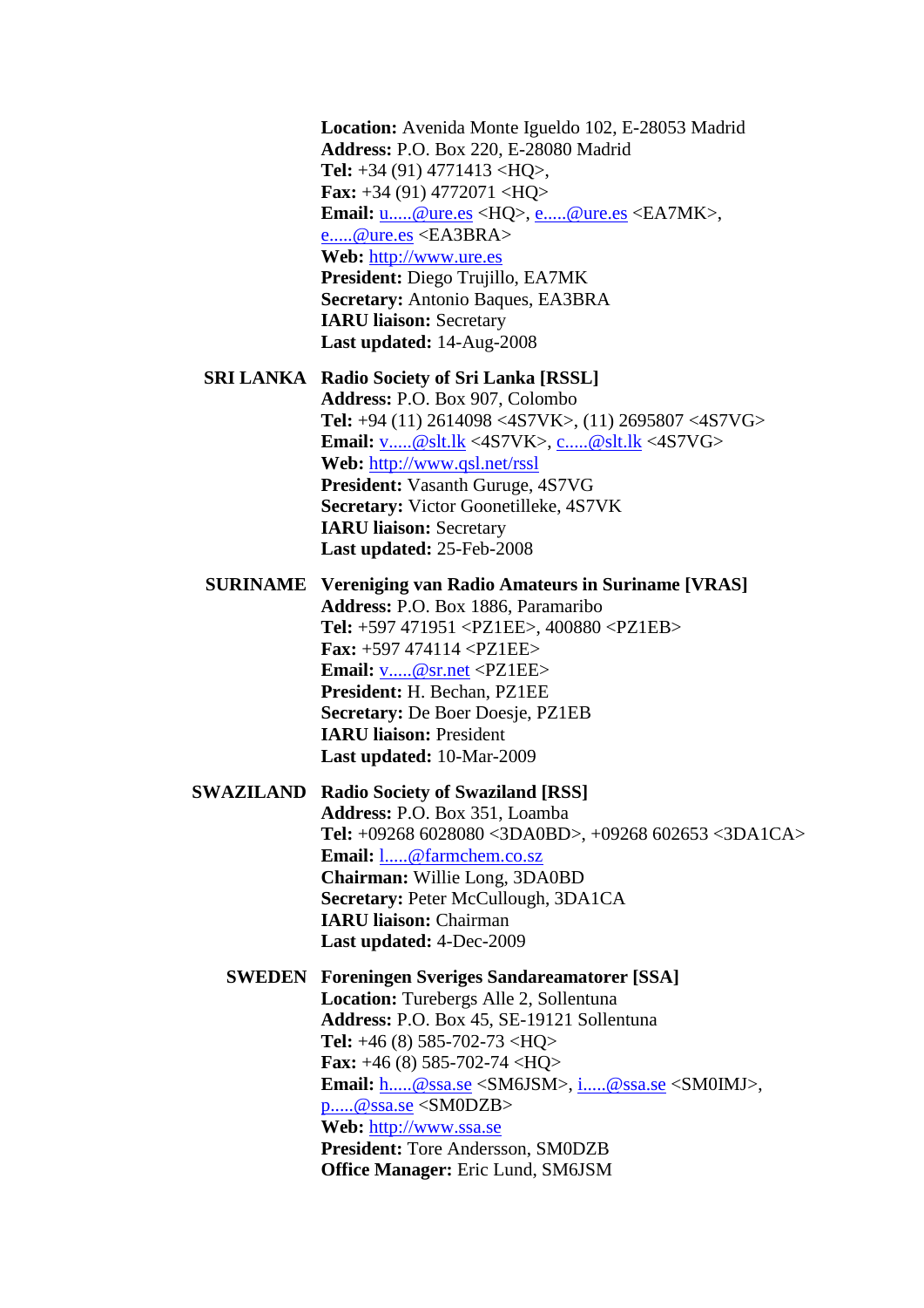**Location:** Avenida Monte Igueldo 102, E-28053 Madrid
**Address:** P.O. Box 220, E-28080 Madrid
**Tel:** +34 (91) 4771413 <HQ>,
**Fax:** +34 (91) 4772071 <HQ>
**Email:** u.....@ure.es <HQ>, e.....@ure.es <EA7MK>, e.....@ure.es <EA3BRA>
**Web:** http://www.ure.es
**President:** Diego Trujillo, EA7MK
**Secretary:** Antonio Baques, EA3BRA
**IARU liaison:** Secretary
**Last updated:** 14-Aug-2008

**SRI LANKA** **Radio Society of Sri Lanka [RSSL]**
**Address:** P.O. Box 907, Colombo
**Tel:** +94 (11) 2614098 <4S7VK>, (11) 2695807 <4S7VG>
**Email:** v.....@slt.lk <4S7VK>, c.....@slt.lk <4S7VG>
**Web:** http://www.qsl.net/rssl
**President:** Vasanth Guruge, 4S7VG
**Secretary:** Victor Goonetilleke, 4S7VK
**IARU liaison:** Secretary
**Last updated:** 25-Feb-2008

**SURINAME** **Vereniging van Radio Amateurs in Suriname [VRAS]**
**Address:** P.O. Box 1886, Paramaribo
**Tel:** +597 471951 <PZ1EE>, 400880 <PZ1EB>
**Fax:** +597 474114 <PZ1EE>
**Email:** v.....@sr.net <PZ1EE>
**President:** H. Bechan, PZ1EE
**Secretary:** De Boer Doesje, PZ1EB
**IARU liaison:** President
**Last updated:** 10-Mar-2009

**SWAZILAND** **Radio Society of Swaziland [RSS]**
**Address:** P.O. Box 351, Loamba
**Tel:** +09268 6028080 <3DA0BD>, +09268 602653 <3DA1CA>
**Email:** l.....@farmchem.co.sz
**Chairman:** Willie Long, 3DA0BD
**Secretary:** Peter McCullough, 3DA1CA
**IARU liaison:** Chairman
**Last updated:** 4-Dec-2009

**SWEDEN** **Foreningen Sveriges Sandareamatorer [SSA]**
**Location:** Turebergs Alle 2, Sollentuna
**Address:** P.O. Box 45, SE-19121 Sollentuna
**Tel:** +46 (8) 585-702-73 <HQ>
**Fax:** +46 (8) 585-702-74 <HQ>
**Email:** h.....@ssa.se <SM6JSM>, i.....@ssa.se <SM0IMJ>, p.....@ssa.se <SM0DZB>
**Web:** http://www.ssa.se
**President:** Tore Andersson, SM0DZB
**Office Manager:** Eric Lund, SM6JSM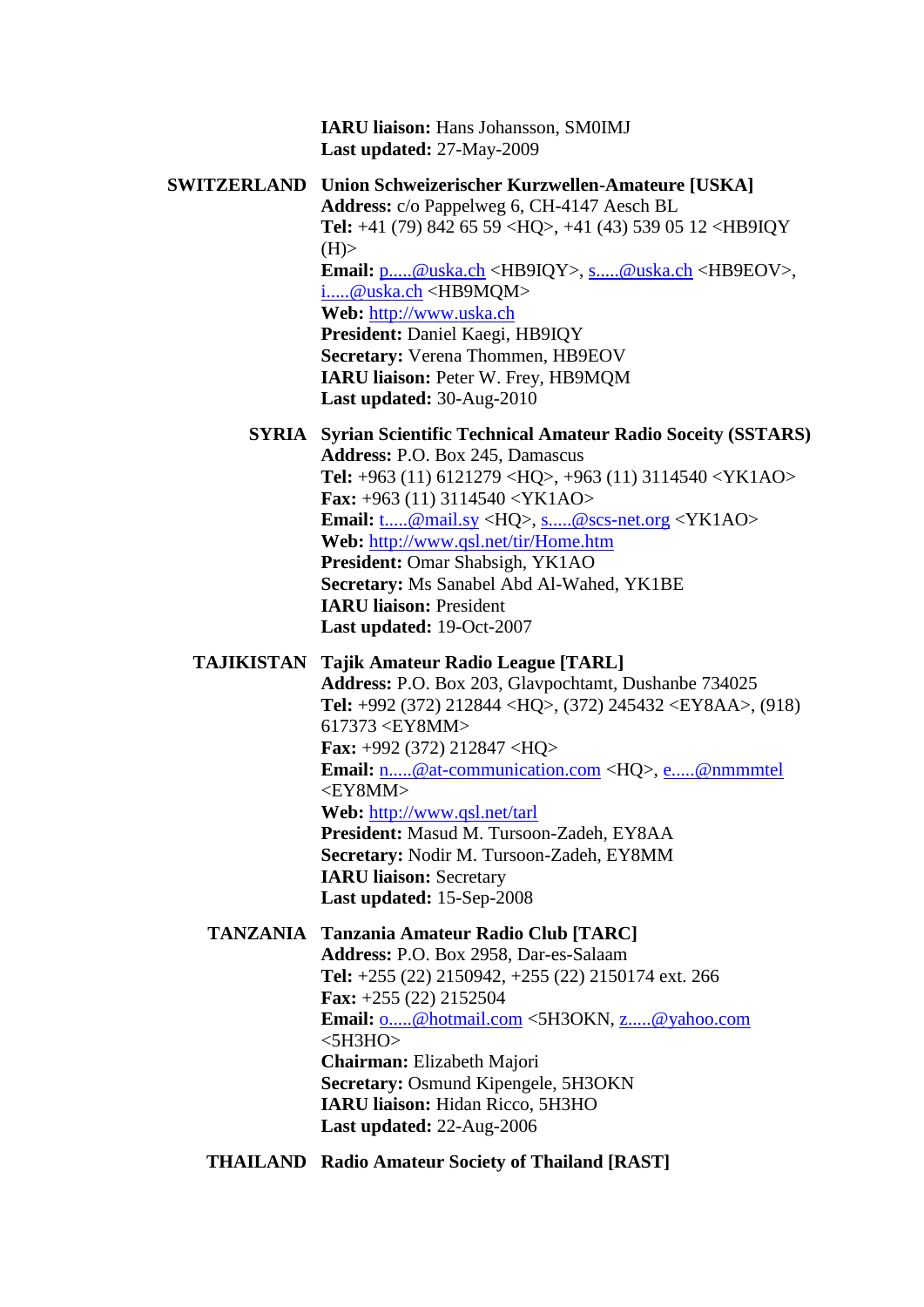**IARU liaison:** Hans Johansson, SM0IMJ
**Last updated:** 27-May-2009

**SWITZERLAND** **Union Schweizerischer Kurzwellen-Amateure [USKA]**
**Address:** c/o Pappelweg 6, CH-4147 Aesch BL
**Tel:** +41 (79) 842 65 59 <HQ>, +41 (43) 539 05 12 <HB9IQY (H)>
**Email:** p.....@uska.ch <HB9IQY>, s.....@uska.ch <HB9EOV>, i.....@uska.ch <HB9MQM>
**Web:** http://www.uska.ch
**President:** Daniel Kaegi, HB9IQY
**Secretary:** Verena Thommen, HB9EOV
**IARU liaison:** Peter W. Frey, HB9MQM
**Last updated:** 30-Aug-2010

**SYRIA** **Syrian Scientific Technical Amateur Radio Soceity (SSTARS)**
**Address:** P.O. Box 245, Damascus
**Tel:** +963 (11) 6121279 <HQ>, +963 (11) 3114540 <YK1AO>
**Fax:** +963 (11) 3114540 <YK1AO>
**Email:** t.....@mail.sy <HQ>, s.....@scs-net.org <YK1AO>
**Web:** http://www.qsl.net/tir/Home.htm
**President:** Omar Shabsigh, YK1AO
**Secretary:** Ms Sanabel Abd Al-Wahed, YK1BE
**IARU liaison:** President
**Last updated:** 19-Oct-2007

**TAJIKISTAN** **Tajik Amateur Radio League [TARL]**
**Address:** P.O. Box 203, Glavpochtamt, Dushanbe 734025
**Tel:** +992 (372) 212844 <HQ>, (372) 245432 <EY8AA>, (918) 617373 <EY8MM>
**Fax:** +992 (372) 212847 <HQ>
**Email:** n.....@at-communication.com <HQ>, e.....@nmmmtel <EY8MM>
**Web:** http://www.qsl.net/tarl
**President:** Masud M. Tursoon-Zadeh, EY8AA
**Secretary:** Nodir M. Tursoon-Zadeh, EY8MM
**IARU liaison:** Secretary
**Last updated:** 15-Sep-2008

**TANZANIA** **Tanzania Amateur Radio Club [TARC]**
**Address:** P.O. Box 2958, Dar-es-Salaam
**Tel:** +255 (22) 2150942, +255 (22) 2150174 ext. 266
**Fax:** +255 (22) 2152504
**Email:** o.....@hotmail.com <5H3OKN, z.....@yahoo.com <5H3HO>
**Chairman:** Elizabeth Majori
**Secretary:** Osmund Kipengele, 5H3OKN
**IARU liaison:** Hidan Ricco, 5H3HO
**Last updated:** 22-Aug-2006

**THAILAND** **Radio Amateur Society of Thailand [RAST]**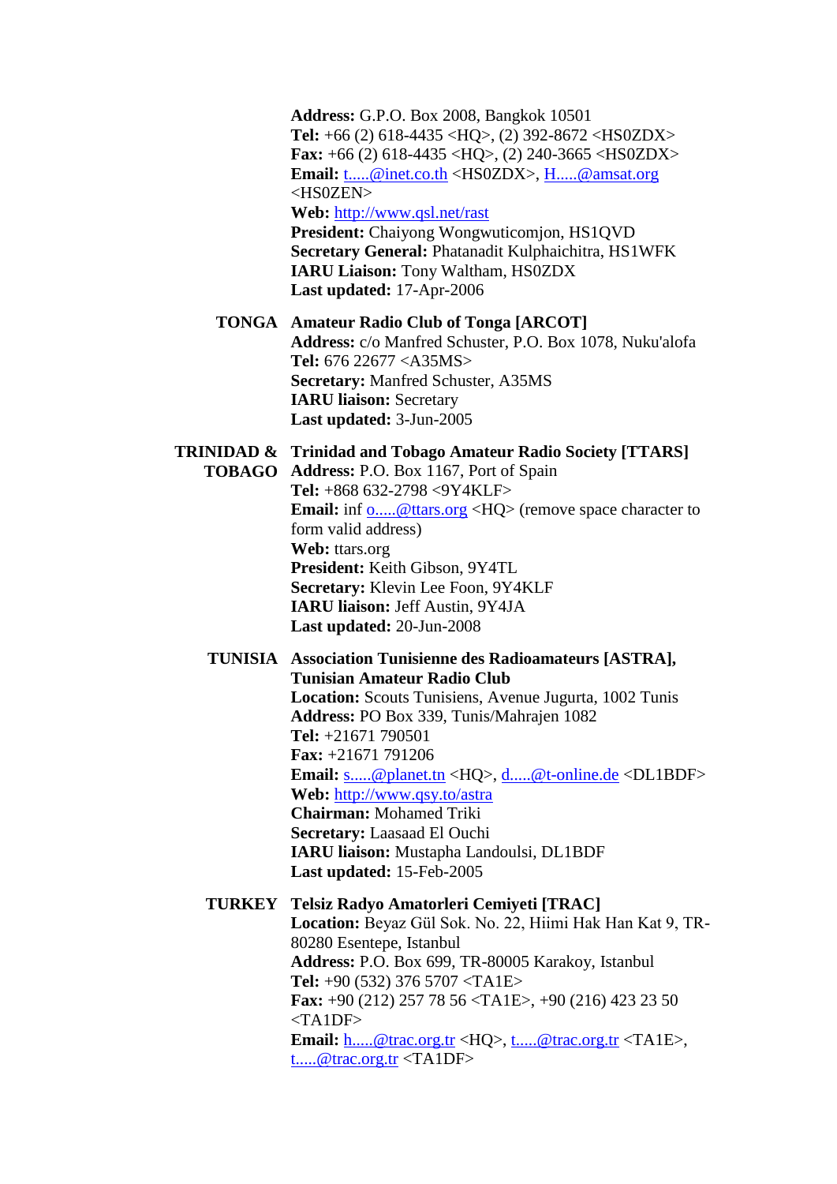**Address:** G.P.O. Box 2008, Bangkok 10501
**Tel:** +66 (2) 618-4435 <HQ>, (2) 392-8672 <HS0ZDX>
**Fax:** +66 (2) 618-4435 <HQ>, (2) 240-3665 <HS0ZDX>
**Email:** t.....@inet.co.th <HS0ZDX>, H.....@amsat.org <HS0ZEN>
**Web:** http://www.qsl.net/rast
**President:** Chaiyong Wongwuticomjon, HS1QVD
**Secretary General:** Phatanadit Kulphaichitra, HS1WFK
**IARU Liaison:** Tony Waltham, HS0ZDX
**Last updated:** 17-Apr-2006

**TONGA** **Amateur Radio Club of Tonga [ARCOT]**
**Address:** c/o Manfred Schuster, P.O. Box 1078, Nuku'alofa
**Tel:** 676 22677 <A35MS>
**Secretary:** Manfred Schuster, A35MS
**IARU liaison:** Secretary
**Last updated:** 3-Jun-2005

**TRINIDAD & TOBAGO** **Trinidad and Tobago Amateur Radio Society [TTARS]**
**Address:** P.O. Box 1167, Port of Spain
**Tel:** +868 632-2798 <9Y4KLF>
**Email:** inf o.....@ttars.org <HQ> (remove space character to form valid address)
**Web:** ttars.org
**President:** Keith Gibson, 9Y4TL
**Secretary:** Klevin Lee Foon, 9Y4KLF
**IARU liaison:** Jeff Austin, 9Y4JA
**Last updated:** 20-Jun-2008

**TUNISIA** **Association Tunisienne des Radioamateurs [ASTRA], Tunisian Amateur Radio Club**
**Location:** Scouts Tunisiens, Avenue Jugurta, 1002 Tunis
**Address:** PO Box 339, Tunis/Mahrajen 1082
**Tel:** +21671 790501
**Fax:** +21671 791206
**Email:** s.....@planet.tn <HQ>, d.....@t-online.de <DL1BDF>
**Web:** http://www.qsy.to/astra
**Chairman:** Mohamed Triki
**Secretary:** Laasaad El Ouchi
**IARU liaison:** Mustapha Landoulsi, DL1BDF
**Last updated:** 15-Feb-2005

**TURKEY** **Telsiz Radyo Amatorleri Cemiyeti [TRAC]**
**Location:** Beyaz Gül Sok. No. 22, Hiimi Hak Han Kat 9, TR-80280 Esentepe, Istanbul
**Address:** P.O. Box 699, TR-80005 Karakoy, Istanbul
**Tel:** +90 (532) 376 5707 <TA1E>
**Fax:** +90 (212) 257 78 56 <TA1E>, +90 (216) 423 23 50 <TA1DF>
**Email:** h.....@trac.org.tr <HQ>, t.....@trac.org.tr <TA1E>, t.....@trac.org.tr <TA1DF>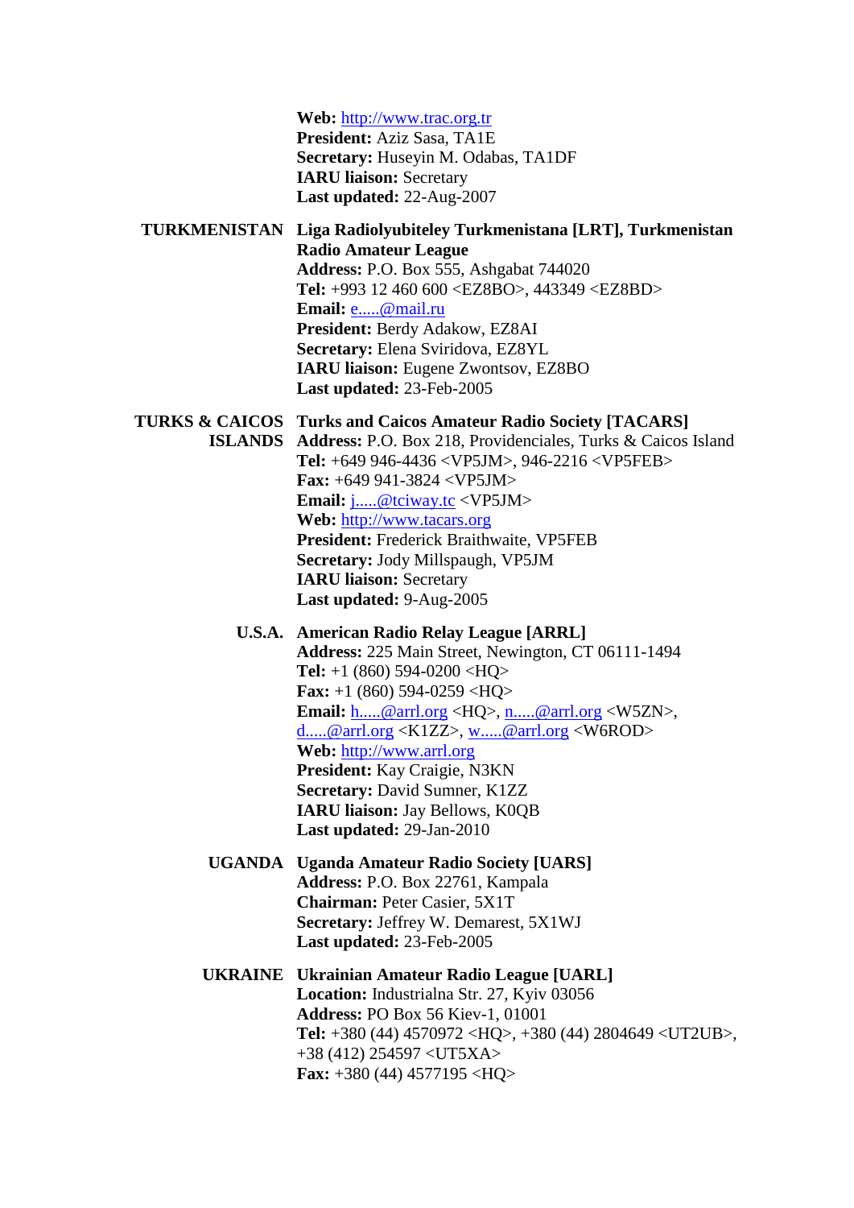**Web:** http://www.trac.org.tr
**President:** Aziz Sasa, TA1E
**Secretary:** Huseyin M. Odabas, TA1DF
**IARU liaison:** Secretary
**Last updated:** 22-Aug-2007

**TURKMENISTAN** **Liga Radiolyubiteley Turkmenistana [LRT], Turkmenistan Radio Amateur League**
**Address:** P.O. Box 555, Ashgabat 744020
**Tel:** +993 12 460 600 <EZ8BO>, 443349 <EZ8BD>
**Email:** e.....@mail.ru
**President:** Berdy Adakow, EZ8AI
**Secretary:** Elena Sviridova, EZ8YL
**IARU liaison:** Eugene Zwontsov, EZ8BO
**Last updated:** 23-Feb-2005

**TURKS & CAICOS ISLANDS** **Turks and Caicos Amateur Radio Society [TACARS]**
**Address:** P.O. Box 218, Providenciales, Turks & Caicos Island
**Tel:** +649 946-4436 <VP5JM>, 946-2216 <VP5FEB>
**Fax:** +649 941-3824 <VP5JM>
**Email:** j.....@tciway.tc <VP5JM>
**Web:** http://www.tacars.org
**President:** Frederick Braithwaite, VP5FEB
**Secretary:** Jody Millspaugh, VP5JM
**IARU liaison:** Secretary
**Last updated:** 9-Aug-2005

**U.S.A.** **American Radio Relay League [ARRL]**
**Address:** 225 Main Street, Newington, CT 06111-1494
**Tel:** +1 (860) 594-0200 <HQ>
**Fax:** +1 (860) 594-0259 <HQ>
**Email:** h.....@arrl.org <HQ>, n.....@arrl.org <W5ZN>, d.....@arrl.org <K1ZZ>, w.....@arrl.org <W6ROD>
**Web:** http://www.arrl.org
**President:** Kay Craigie, N3KN
**Secretary:** David Sumner, K1ZZ
**IARU liaison:** Jay Bellows, K0QB
**Last updated:** 29-Jan-2010

**UGANDA** **Uganda Amateur Radio Society [UARS]**
**Address:** P.O. Box 22761, Kampala
**Chairman:** Peter Casier, 5X1T
**Secretary:** Jeffrey W. Demarest, 5X1WJ
**Last updated:** 23-Feb-2005

**UKRAINE** **Ukrainian Amateur Radio League [UARL]**
**Location:** Industrialna Str. 27, Kyiv 03056
**Address:** PO Box 56 Kiev-1, 01001
**Tel:** +380 (44) 4570972 <HQ>, +380 (44) 2804649 <UT2UB>, +38 (412) 254597 <UT5XA>
**Fax:** +380 (44) 4577195 <HQ>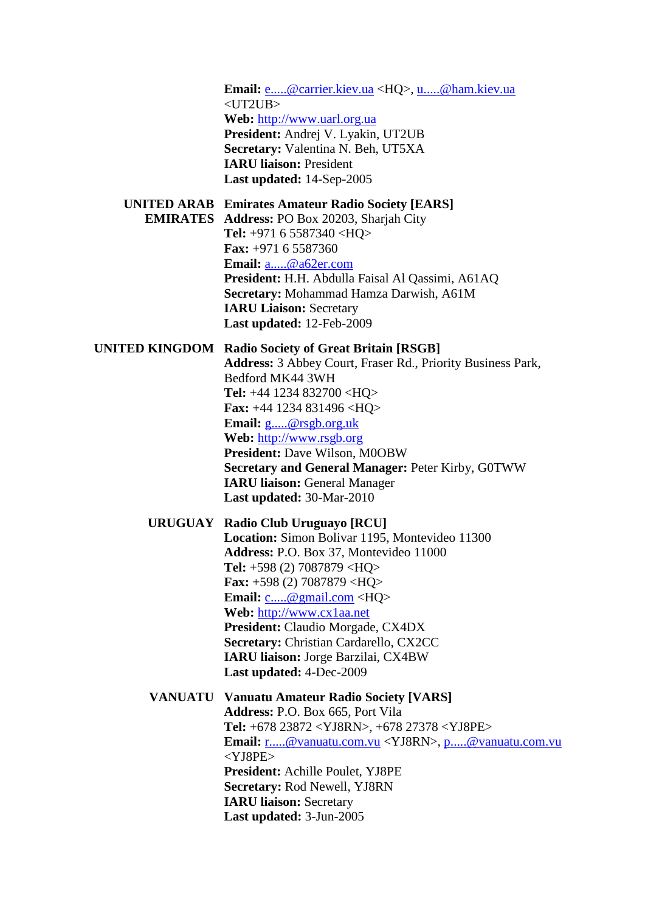**Email:** e.....@carrier.kiev.ua <HQ>, u.....@ham.kiev.ua <UT2UB>
**Web:** http://www.uarl.org.ua
**President:** Andrej V. Lyakin, UT2UB
**Secretary:** Valentina N. Beh, UT5XA
**IARU liaison:** President
**Last updated:** 14-Sep-2005

**UNITED ARAB EMIRATES**

**Emirates Amateur Radio Society [EARS]**
**Address:** PO Box 20203, Sharjah City
**Tel:** +971 6 5587340 <HQ>
**Fax:** +971 6 5587360
**Email:** a.....@a62er.com
**President:** H.H. Abdulla Faisal Al Qassimi, A61AQ
**Secretary:** Mohammad Hamza Darwish, A61M
**IARU Liaison:** Secretary
**Last updated:** 12-Feb-2009

**UNITED KINGDOM**

**Radio Society of Great Britain [RSGB]**
**Address:** 3 Abbey Court, Fraser Rd., Priority Business Park, Bedford MK44 3WH
**Tel:** +44 1234 832700 <HQ>
**Fax:** +44 1234 831496 <HQ>
**Email:** g.....@rsgb.org.uk
**Web:** http://www.rsgb.org
**President:** Dave Wilson, M0OBW
**Secretary and General Manager:** Peter Kirby, G0TWW
**IARU liaison:** General Manager
**Last updated:** 30-Mar-2010

**URUGUAY**

**Radio Club Uruguayo [RCU]**
**Location:** Simon Bolivar 1195, Montevideo 11300
**Address:** P.O. Box 37, Montevideo 11000
**Tel:** +598 (2) 7087879 <HQ>
**Fax:** +598 (2) 7087879 <HQ>
**Email:** c.....@gmail.com <HQ>
**Web:** http://www.cx1aa.net
**President:** Claudio Morgade, CX4DX
**Secretary:** Christian Cardarello, CX2CC
**IARU liaison:** Jorge Barzilai, CX4BW
**Last updated:** 4-Dec-2009

**VANUATU**

**Vanuatu Amateur Radio Society [VARS]**
**Address:** P.O. Box 665, Port Vila
**Tel:** +678 23872 <YJ8RN>, +678 27378 <YJ8PE>
**Email:** r.....@vanuatu.com.vu <YJ8RN>, p.....@vanuatu.com.vu <YJ8PE>
**President:** Achille Poulet, YJ8PE
**Secretary:** Rod Newell, YJ8RN
**IARU liaison:** Secretary
**Last updated:** 3-Jun-2005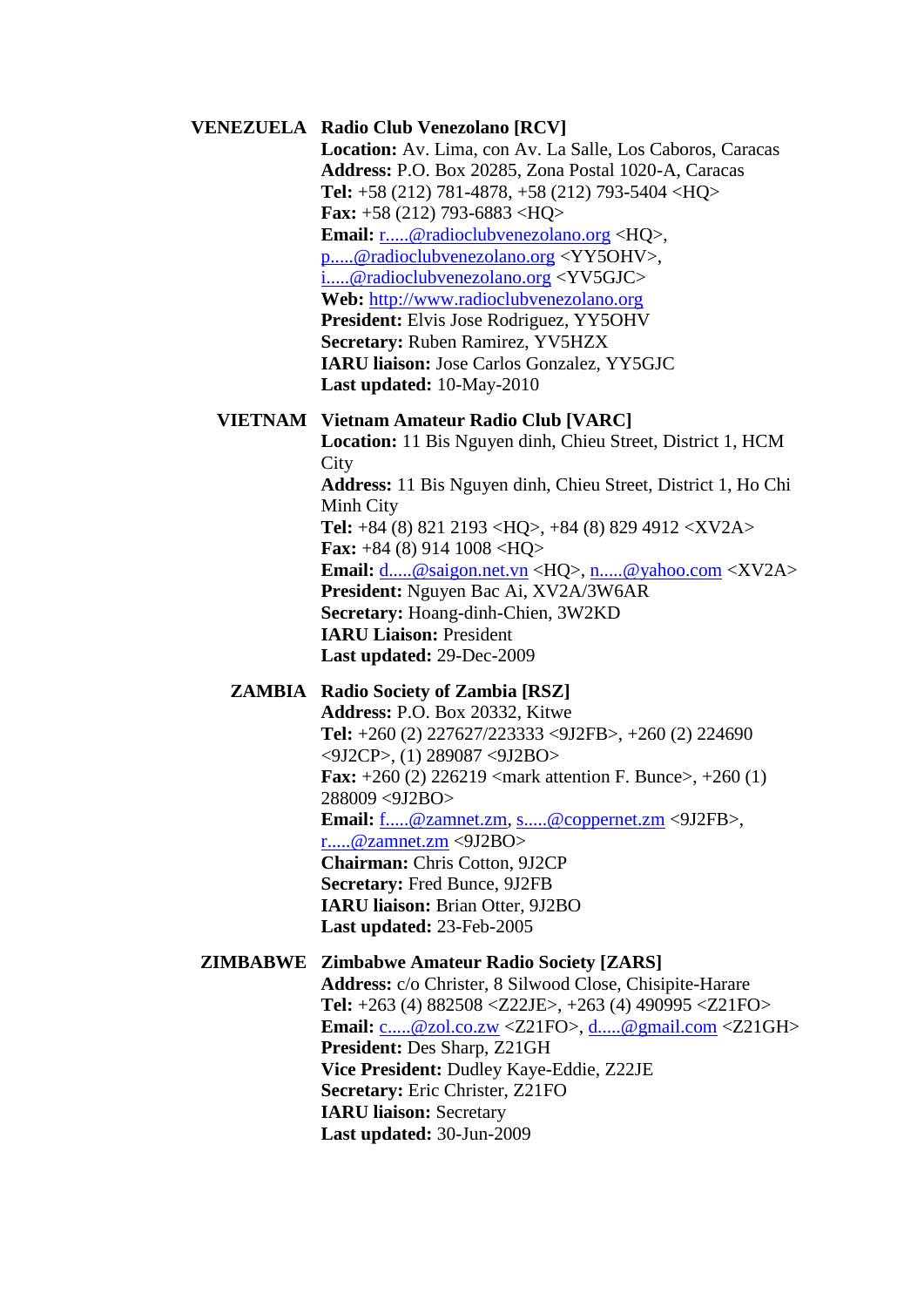**VENEZUELA** **Radio Club Venezolano [RCV]**
**Location:** Av. Lima, con Av. La Salle, Los Caboros, Caracas
**Address:** P.O. Box 20285, Zona Postal 1020-A, Caracas
**Tel:** +58 (212) 781-4878, +58 (212) 793-5404 <HQ>
**Fax:** +58 (212) 793-6883 <HQ>
**Email:** r.....@radioclubvenezolano.org <HQ>, p.....@radioclubvenezolano.org <YY5OHV>, i.....@radioclubvenezolano.org <YV5GJC>
**Web:** http://www.radioclubvenezolano.org
**President:** Elvis Jose Rodriguez, YY5OHV
**Secretary:** Ruben Ramirez, YV5HZX
**IARU liaison:** Jose Carlos Gonzalez, YY5GJC
**Last updated:** 10-May-2010

**VIETNAM** **Vietnam Amateur Radio Club [VARC]**
**Location:** 11 Bis Nguyen dinh, Chieu Street, District 1, HCM City
**Address:** 11 Bis Nguyen dinh, Chieu Street, District 1, Ho Chi Minh City
**Tel:** +84 (8) 821 2193 <HQ>, +84 (8) 829 4912 <XV2A>
**Fax:** +84 (8) 914 1008 <HQ>
**Email:** d.....@saigon.net.vn <HQ>, n.....@yahoo.com <XV2A>
**President:** Nguyen Bac Ai, XV2A/3W6AR
**Secretary:** Hoang-dinh-Chien, 3W2KD
**IARU Liaison:** President
**Last updated:** 29-Dec-2009

**ZAMBIA** **Radio Society of Zambia [RSZ]**
**Address:** P.O. Box 20332, Kitwe
**Tel:** +260 (2) 227627/223333 <9J2FB>, +260 (2) 224690 <9J2CP>, (1) 289087 <9J2BO>
**Fax:** +260 (2) 226219 <mark attention F. Bunce>, +260 (1) 288009 <9J2BO>
**Email:** f.....@zamnet.zm, s.....@coppernet.zm <9J2FB>, r.....@zamnet.zm <9J2BO>
**Chairman:** Chris Cotton, 9J2CP
**Secretary:** Fred Bunce, 9J2FB
**IARU liaison:** Brian Otter, 9J2BO
**Last updated:** 23-Feb-2005

**ZIMBABWE** **Zimbabwe Amateur Radio Society [ZARS]**
**Address:** c/o Christer, 8 Silwood Close, Chisipite-Harare
**Tel:** +263 (4) 882508 <Z22JE>, +263 (4) 490995 <Z21FO>
**Email:** c.....@zol.co.zw <Z21FO>, d.....@gmail.com <Z21GH>
**President:** Des Sharp, Z21GH
**Vice President:** Dudley Kaye-Eddie, Z22JE
**Secretary:** Eric Christer, Z21FO
**IARU liaison:** Secretary
**Last updated:** 30-Jun-2009